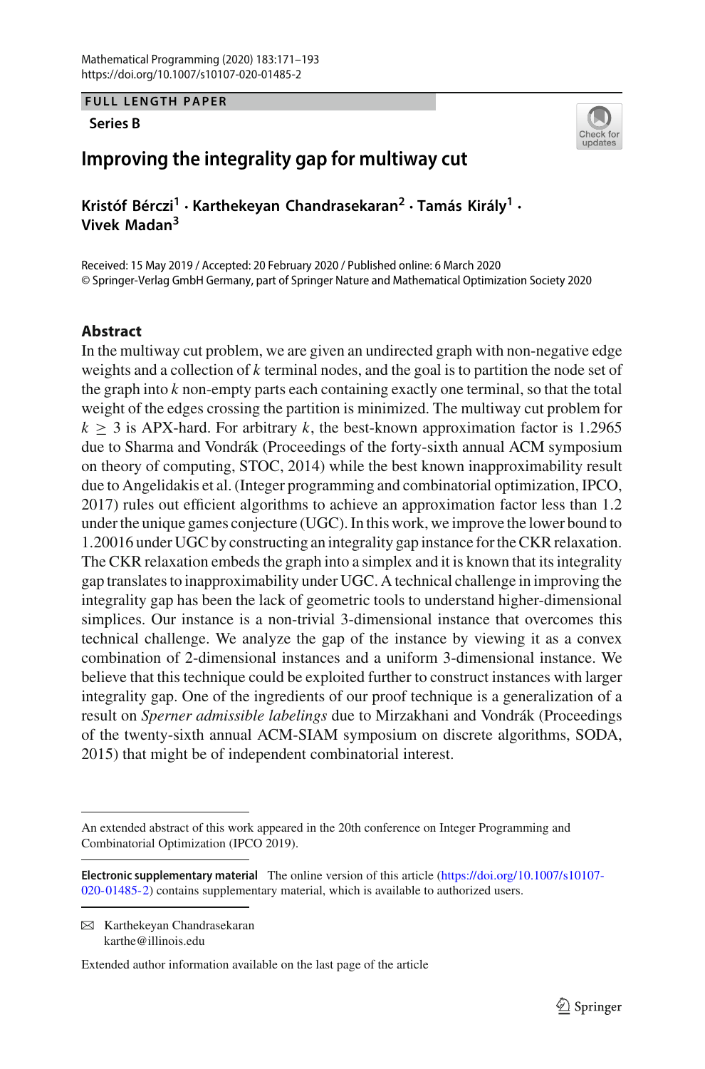FULL LENGTH PAPER

**Series B**

# Improving the integrality gap for multiway cut

**Kristóf Bérczi[1] · Karthekeyan Chandrasekaran[2] · Tamás Király[1] · Vivek Madan[3]**

Received: 15 May 2019 / Accepted: 20 February 2020 / Published online: 6 March 2020
© Springer-Verlag GmbH Germany, part of Springer Nature and Mathematical Optimization Society 2020

## Abstract

In the multiway cut problem, we are given an undirected graph with non-negative edge weights and a collection of $k$ terminal nodes, and the goal is to partition the node set of the graph into $k$ non-empty parts each containing exactly one terminal, so that the total weight of the edges crossing the partition is minimized. The multiway cut problem for $k \geq 3$ is APX-hard. For arbitrary $k$, the best-known approximation factor is 1.2965 due to Sharma and Vondrák (Proceedings of the forty-sixth annual ACM symposium on theory of computing, STOC, 2014) while the best known inapproximability result due to Angelidakis et al. (Integer programming and combinatorial optimization, IPCO, 2017) rules out efficient algorithms to achieve an approximation factor less than 1.2 under the unique games conjecture (UGC). In this work, we improve the lower bound to 1.20016 under UGC by constructing an integrality gap instance for the CKR relaxation. The CKR relaxation embeds the graph into a simplex and it is known that its integrality gap translates to inapproximability under UGC. A technical challenge in improving the integrality gap has been the lack of geometric tools to understand higher-dimensional simplices. Our instance is a non-trivial 3-dimensional instance that overcomes this technical challenge. We analyze the gap of the instance by viewing it as a convex combination of 2-dimensional instances and a uniform 3-dimensional instance. We believe that this technique could be exploited further to construct instances with larger integrality gap. One of the ingredients of our proof technique is a generalization of a result on *Sperner admissible labelings* due to Mirzakhani and Vondrák (Proceedings of the twenty-sixth annual ACM-SIAM symposium on discrete algorithms, SODA, 2015) that might be of independent combinatorial interest.

---

An extended abstract of this work appeared in the 20th conference on Integer Programming and Combinatorial Optimization (IPCO 2019).

**Electronic supplementary material** The online version of this article (https://doi.org/10.1007/s10107-020-01485-2) contains supplementary material, which is available to authorized users.

✉ Karthekeyan Chandrasekaran
karthe@illinois.edu

Extended author information available on the last page of the article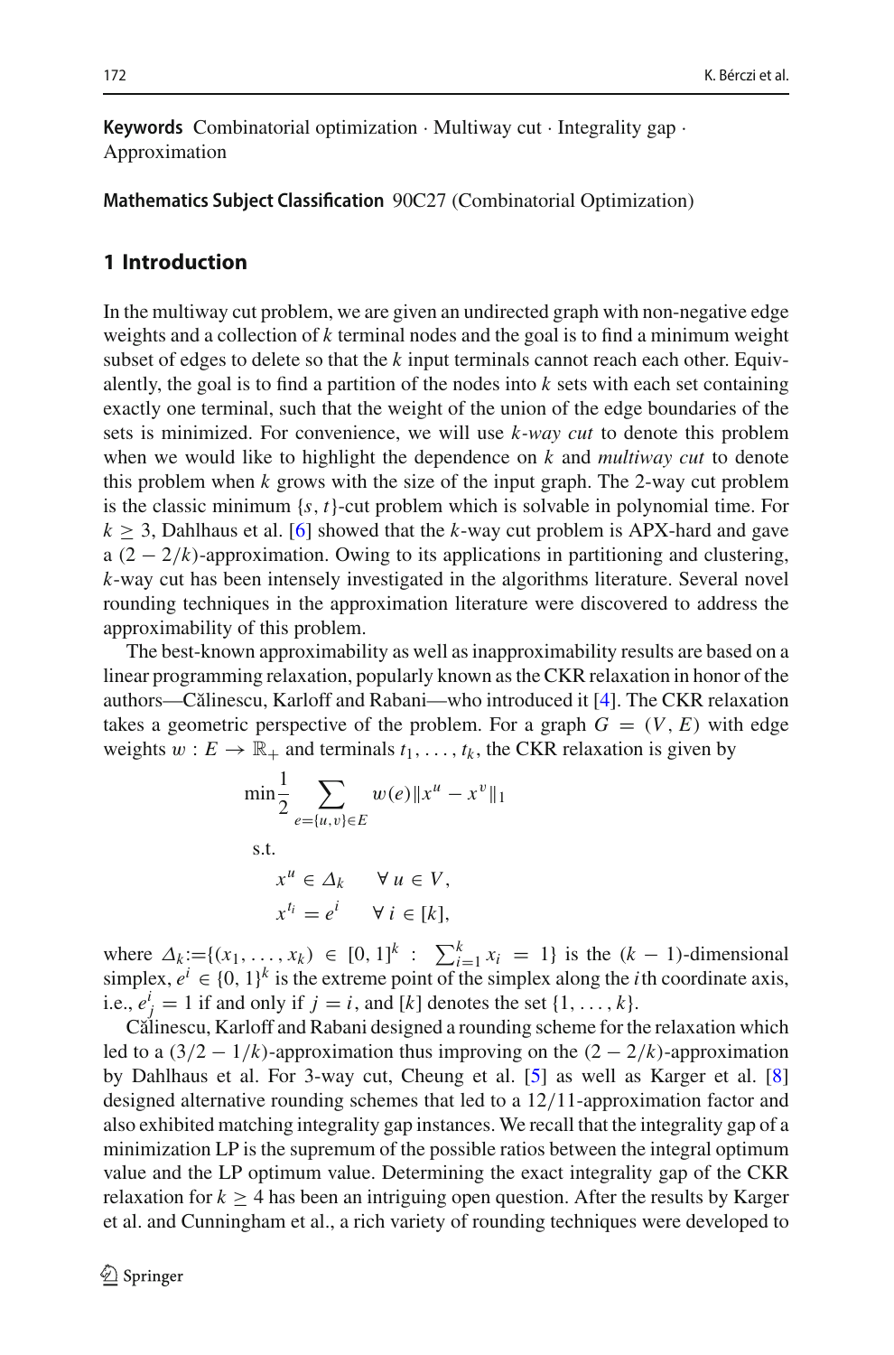**Keywords** Combinatorial optimization · Multiway cut · Integrality gap · Approximation

**Mathematics Subject Classification** 90C27 (Combinatorial Optimization)

## 1 Introduction

In the multiway cut problem, we are given an undirected graph with non-negative edge weights and a collection of $k$ terminal nodes and the goal is to find a minimum weight subset of edges to delete so that the $k$ input terminals cannot reach each other. Equivalently, the goal is to find a partition of the nodes into $k$ sets with each set containing exactly one terminal, such that the weight of the union of the edge boundaries of the sets is minimized. For convenience, we will use *k-way cut* to denote this problem when we would like to highlight the dependence on $k$ and *multiway cut* to denote this problem when $k$ grows with the size of the input graph. The 2-way cut problem is the classic minimum $\{s, t\}$-cut problem which is solvable in polynomial time. For $k \geq 3$, Dahlhaus et al. [6] showed that the $k$-way cut problem is APX-hard and gave a $(2 - 2/k)$-approximation. Owing to its applications in partitioning and clustering, $k$-way cut has been intensely investigated in the algorithms literature. Several novel rounding techniques in the approximation literature were discovered to address the approximability of this problem.

The best-known approximability as well as inapproximability results are based on a linear programming relaxation, popularly known as the CKR relaxation in honor of the authors—Călinescu, Karloff and Rabani—who introduced it [4]. The CKR relaxation takes a geometric perspective of the problem. For a graph $G = (V, E)$ with edge weights $w : E \to \mathbb{R}_+$ and terminals $t_1, \ldots, t_k$, the CKR relaxation is given by

$$
\begin{aligned}
\min \frac{1}{2} & \sum_{e=\{u,v\} \in E} w(e) \|x^u - x^v\|_1 \\
\text{s.t.} & \\
& x^u \in \Delta_k \qquad \forall\, u \in V, \\
& x^{t_i} = e^i \qquad \forall\, i \in [k],
\end{aligned}
$$

where $\Delta_k := \{(x_1, \ldots, x_k) \in [0,1]^k : \sum_{i=1}^k x_i = 1\}$ is the $(k-1)$-dimensional simplex, $e^i \in \{0,1\}^k$ is the extreme point of the simplex along the $i$th coordinate axis, i.e., $e^i_j = 1$ if and only if $j = i$, and $[k]$ denotes the set $\{1, \ldots, k\}$.

Călinescu, Karloff and Rabani designed a rounding scheme for the relaxation which led to a $(3/2 - 1/k)$-approximation thus improving on the $(2 - 2/k)$-approximation by Dahlhaus et al. For 3-way cut, Cheung et al. [5] as well as Karger et al. [8] designed alternative rounding schemes that led to a 12/11-approximation factor and also exhibited matching integrality gap instances. We recall that the integrality gap of a minimization LP is the supremum of the possible ratios between the integral optimum value and the LP optimum value. Determining the exact integrality gap of the CKR relaxation for $k \geq 4$ has been an intriguing open question. After the results by Karger et al. and Cunningham et al., a rich variety of rounding techniques were developed to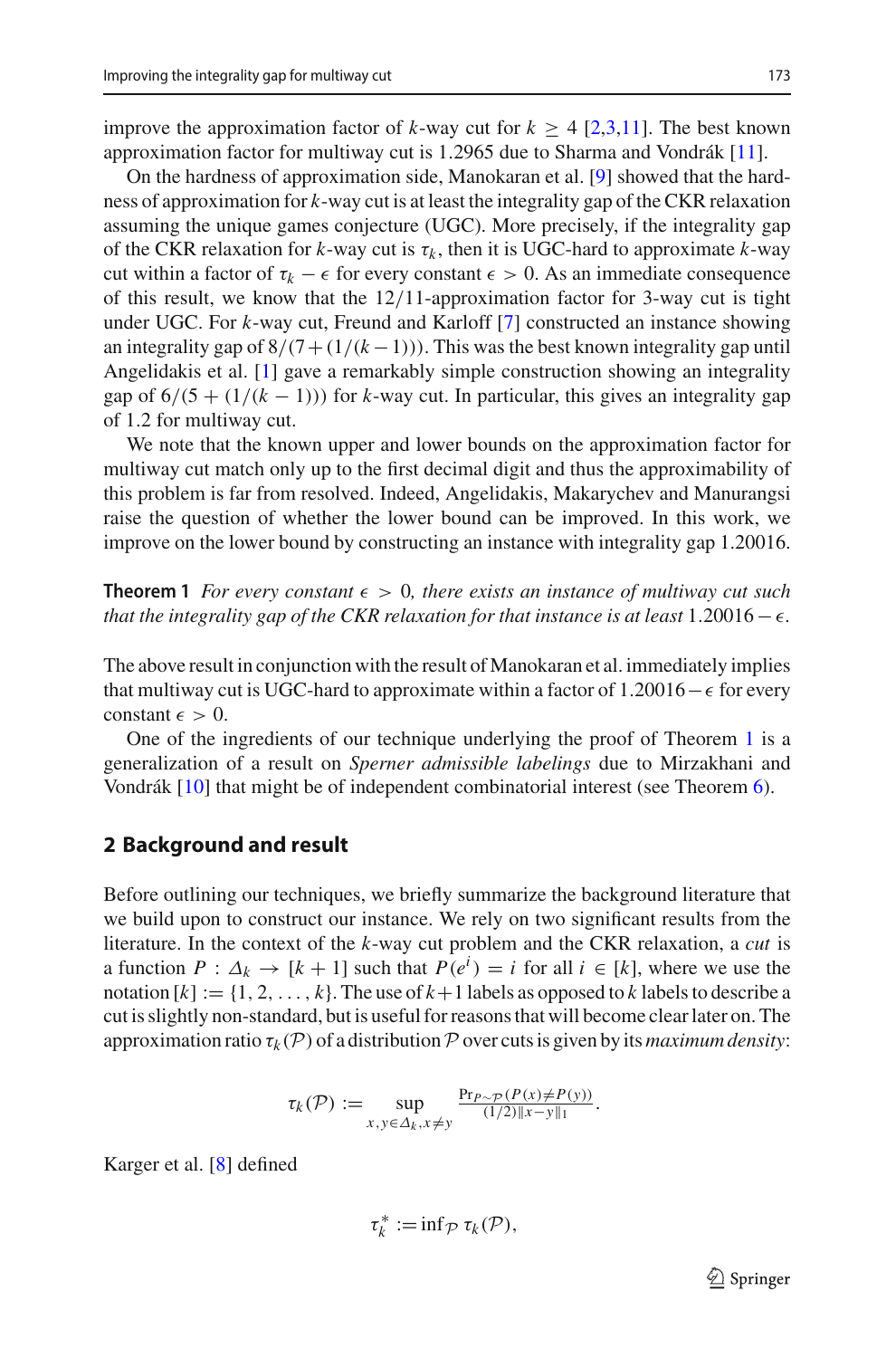improve the approximation factor of $k$-way cut for $k \geq 4$ [2,3,11]. The best known approximation factor for multiway cut is 1.2965 due to Sharma and Vondrák [11].

On the hardness of approximation side, Manokaran et al. [9] showed that the hardness of approximation for $k$-way cut is at least the integrality gap of the CKR relaxation assuming the unique games conjecture (UGC). More precisely, if the integrality gap of the CKR relaxation for $k$-way cut is $\tau_k$, then it is UGC-hard to approximate $k$-way cut within a factor of $\tau_k - \epsilon$ for every constant $\epsilon > 0$. As an immediate consequence of this result, we know that the 12/11-approximation factor for 3-way cut is tight under UGC. For $k$-way cut, Freund and Karloff [7] constructed an instance showing an integrality gap of $8/(7+(1/(k-1)))$. This was the best known integrality gap until Angelidakis et al. [1] gave a remarkably simple construction showing an integrality gap of $6/(5+(1/(k-1)))$ for $k$-way cut. In particular, this gives an integrality gap of 1.2 for multiway cut.

We note that the known upper and lower bounds on the approximation factor for multiway cut match only up to the first decimal digit and thus the approximability of this problem is far from resolved. Indeed, Angelidakis, Makarychev and Manurangsi raise the question of whether the lower bound can be improved. In this work, we improve on the lower bound by constructing an instance with integrality gap 1.20016.

**Theorem 1** *For every constant $\epsilon > 0$, there exists an instance of multiway cut such that the integrality gap of the CKR relaxation for that instance is at least $1.20016 - \epsilon$.*

The above result in conjunction with the result of Manokaran et al. immediately implies that multiway cut is UGC-hard to approximate within a factor of $1.20016 - \epsilon$ for every constant $\epsilon > 0$.

One of the ingredients of our technique underlying the proof of Theorem 1 is a generalization of a result on *Sperner admissible labelings* due to Mirzakhani and Vondrák [10] that might be of independent combinatorial interest (see Theorem 6).

## 2 Background and result

Before outlining our techniques, we briefly summarize the background literature that we build upon to construct our instance. We rely on two significant results from the literature. In the context of the $k$-way cut problem and the CKR relaxation, a *cut* is a function $P : \Delta_k \to [k+1]$ such that $P(e^i) = i$ for all $i \in [k]$, where we use the notation $[k] := \{1, 2, \ldots, k\}$. The use of $k+1$ labels as opposed to $k$ labels to describe a cut is slightly non-standard, but is useful for reasons that will become clear later on. The approximation ratio $\tau_k(\mathcal{P})$ of a distribution $\mathcal{P}$ over cuts is given by its *maximum density*:

$$\tau_k(\mathcal{P}) := \sup_{x,y \in \Delta_k, x \neq y} \frac{\Pr_{P \sim \mathcal{P}}(P(x) \neq P(y))}{(1/2)\|x-y\|_1}.$$

Karger et al. [8] defined

$$\tau_k^* := \inf_{\mathcal{P}} \tau_k(\mathcal{P}),$$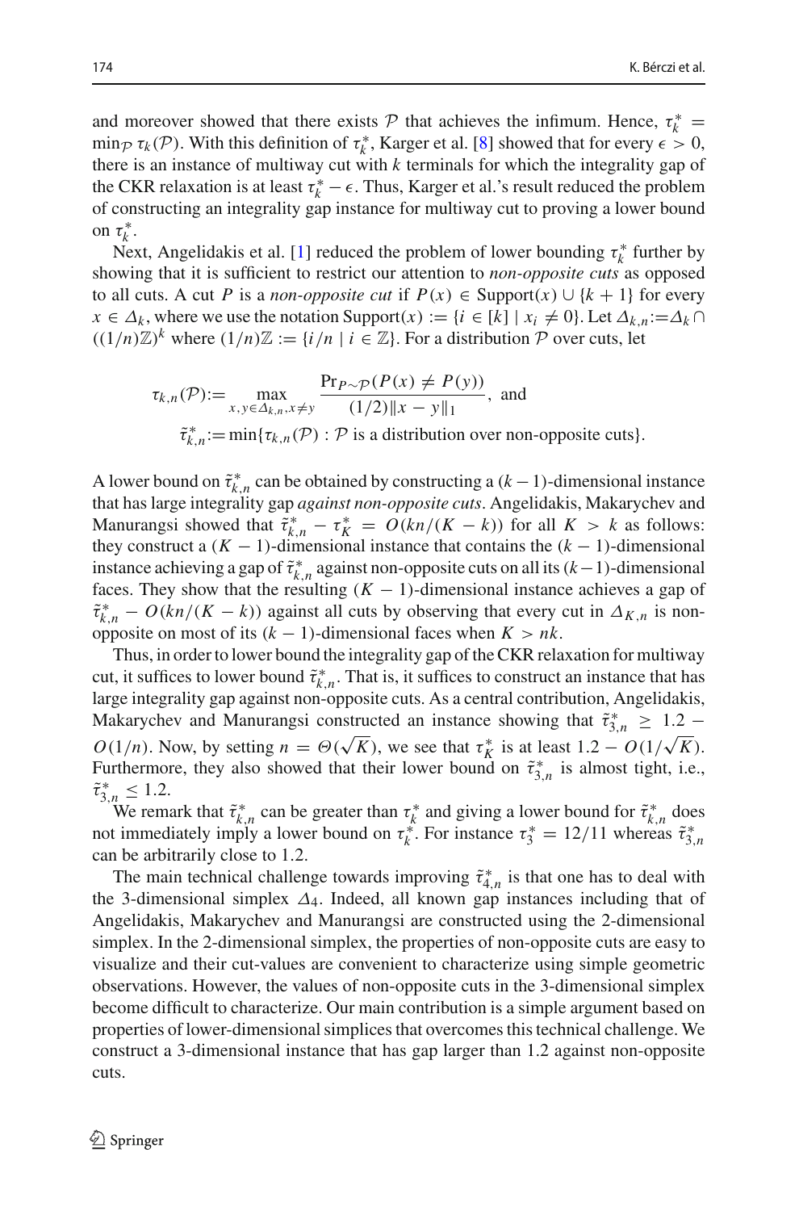and moreover showed that there exists $\mathcal{P}$ that achieves the infimum. Hence, $\tau_k^* = \min_{\mathcal{P}} \tau_k(\mathcal{P})$. With this definition of $\tau_k^*$, Karger et al. [8] showed that for every $\epsilon > 0$, there is an instance of multiway cut with $k$ terminals for which the integrality gap of the CKR relaxation is at least $\tau_k^* - \epsilon$. Thus, Karger et al.'s result reduced the problem of constructing an integrality gap instance for multiway cut to proving a lower bound on $\tau_k^*$.

Next, Angelidakis et al. [1] reduced the problem of lower bounding $\tau_k^*$ further by showing that it is sufficient to restrict our attention to *non-opposite cuts* as opposed to all cuts. A cut $P$ is a *non-opposite cut* if $P(x) \in \text{Support}(x) \cup \{k+1\}$ for every $x \in \Delta_k$, where we use the notation $\text{Support}(x) := \{i \in [k] \mid x_i \neq 0\}$. Let $\Delta_{k,n} := \Delta_k \cap ((1/n)\mathbb{Z})^k$ where $(1/n)\mathbb{Z} := \{i/n \mid i \in \mathbb{Z}\}$. For a distribution $\mathcal{P}$ over cuts, let

$$\tau_{k,n}(\mathcal{P}) := \max_{x,y \in \Delta_{k,n}, x \neq y} \frac{\Pr_{P \sim \mathcal{P}}(P(x) \neq P(y))}{(1/2)\|x-y\|_1}, \text{ and}$$

$$\tilde{\tau}_{k,n}^* := \min\{\tau_{k,n}(\mathcal{P}) : \mathcal{P} \text{ is a distribution over non-opposite cuts}\}.$$

A lower bound on $\tilde{\tau}_{k,n}^*$ can be obtained by constructing a $(k-1)$-dimensional instance that has large integrality gap *against non-opposite cuts*. Angelidakis, Makarychev and Manurangsi showed that $\tilde{\tau}_{k,n}^* - \tau_K^* = O(kn/(K-k))$ for all $K > k$ as follows: they construct a $(K-1)$-dimensional instance that contains the $(k-1)$-dimensional instance achieving a gap of $\tilde{\tau}_{k,n}^*$ against non-opposite cuts on all its $(k-1)$-dimensional faces. They show that the resulting $(K-1)$-dimensional instance achieves a gap of $\tilde{\tau}_{k,n}^* - O(kn/(K-k))$ against all cuts by observing that every cut in $\Delta_{K,n}$ is non-opposite on most of its $(k-1)$-dimensional faces when $K > nk$.

Thus, in order to lower bound the integrality gap of the CKR relaxation for multiway cut, it suffices to lower bound $\tilde{\tau}_{k,n}^*$. That is, it suffices to construct an instance that has large integrality gap against non-opposite cuts. As a central contribution, Angelidakis, Makarychev and Manurangsi constructed an instance showing that $\tilde{\tau}_{3,n}^* \geq 1.2 - O(1/n)$. Now, by setting $n = \Theta(\sqrt{K})$, we see that $\tau_K^*$ is at least $1.2 - O(1/\sqrt{K})$. Furthermore, they also showed that their lower bound on $\tilde{\tau}_{3,n}^*$ is almost tight, i.e., $\tilde{\tau}_{3,n}^* \leq 1.2$.

We remark that $\tilde{\tau}_{k,n}^*$ can be greater than $\tau_k^*$ and giving a lower bound for $\tilde{\tau}_{k,n}^*$ does not immediately imply a lower bound on $\tau_k^*$. For instance $\tau_3^* = 12/11$ whereas $\tilde{\tau}_{3,n}^*$ can be arbitrarily close to 1.2.

The main technical challenge towards improving $\tilde{\tau}_{4,n}^*$ is that one has to deal with the 3-dimensional simplex $\Delta_4$. Indeed, all known gap instances including that of Angelidakis, Makarychev and Manurangsi are constructed using the 2-dimensional simplex. In the 2-dimensional simplex, the properties of non-opposite cuts are easy to visualize and their cut-values are convenient to characterize using simple geometric observations. However, the values of non-opposite cuts in the 3-dimensional simplex become difficult to characterize. Our main contribution is a simple argument based on properties of lower-dimensional simplices that overcomes this technical challenge. We construct a 3-dimensional instance that has gap larger than 1.2 against non-opposite cuts.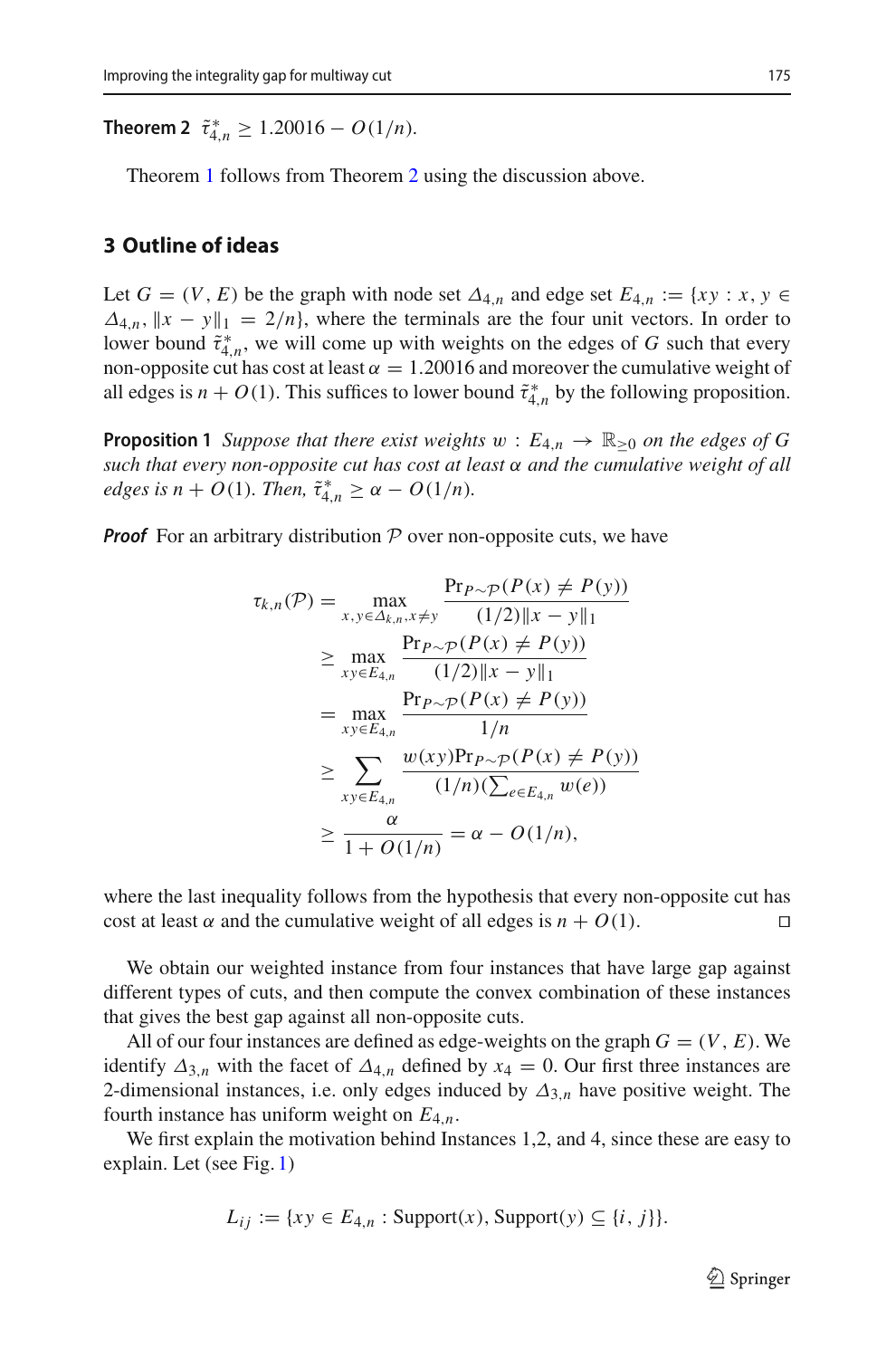**Theorem 2** $\tilde{\tau}^*_{4,n} \geq 1.20016 - O(1/n)$.

Theorem 1 follows from Theorem 2 using the discussion above.

## 3 Outline of ideas

Let $G = (V, E)$ be the graph with node set $\Delta_{4,n}$ and edge set $E_{4,n} := \{xy : x, y \in \Delta_{4,n}, \|x - y\|_1 = 2/n\}$, where the terminals are the four unit vectors. In order to lower bound $\tilde{\tau}^*_{4,n}$, we will come up with weights on the edges of $G$ such that every non-opposite cut has cost at least $\alpha = 1.20016$ and moreover the cumulative weight of all edges is $n + O(1)$. This suffices to lower bound $\tilde{\tau}^*_{4,n}$ by the following proposition.

**Proposition 1** *Suppose that there exist weights $w : E_{4,n} \to \mathbb{R}_{\geq 0}$ on the edges of $G$ such that every non-opposite cut has cost at least $\alpha$ and the cumulative weight of all edges is $n + O(1)$. Then, $\tilde{\tau}^*_{4,n} \geq \alpha - O(1/n)$.*

***Proof*** For an arbitrary distribution $\mathcal{P}$ over non-opposite cuts, we have

$$
\begin{aligned}
\tau_{k,n}(\mathcal{P}) &= \max_{x,y \in \Delta_{k,n}, x \neq y} \frac{\Pr_{P\sim\mathcal{P}}(P(x) \neq P(y))}{(1/2)\|x - y\|_1} \\
&\geq \max_{xy \in E_{4,n}} \frac{\Pr_{P\sim\mathcal{P}}(P(x) \neq P(y))}{(1/2)\|x - y\|_1} \\
&= \max_{xy \in E_{4,n}} \frac{\Pr_{P\sim\mathcal{P}}(P(x) \neq P(y))}{1/n} \\
&\geq \sum_{xy \in E_{4,n}} \frac{w(xy)\Pr_{P\sim\mathcal{P}}(P(x) \neq P(y))}{(1/n)(\sum_{e \in E_{4,n}} w(e))} \\
&\geq \frac{\alpha}{1 + O(1/n)} = \alpha - O(1/n),
\end{aligned}
$$

where the last inequality follows from the hypothesis that every non-opposite cut has cost at least $\alpha$ and the cumulative weight of all edges is $n + O(1)$. $\square$

We obtain our weighted instance from four instances that have large gap against different types of cuts, and then compute the convex combination of these instances that gives the best gap against all non-opposite cuts.

All of our four instances are defined as edge-weights on the graph $G = (V, E)$. We identify $\Delta_{3,n}$ with the facet of $\Delta_{4,n}$ defined by $x_4 = 0$. Our first three instances are 2-dimensional instances, i.e. only edges induced by $\Delta_{3,n}$ have positive weight. The fourth instance has uniform weight on $E_{4,n}$.

We first explain the motivation behind Instances 1,2, and 4, since these are easy to explain. Let (see Fig. 1)

$$
L_{ij} := \{xy \in E_{4,n} : \text{Support}(x), \text{Support}(y) \subseteq \{i, j\}\}.
$$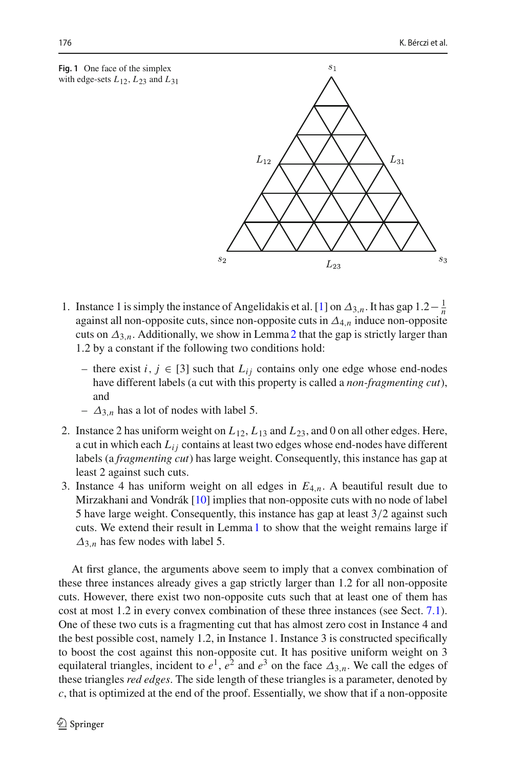**Fig. 1** One face of the simplex with edge-sets $L_{12}$, $L_{23}$ and $L_{31}$

1. Instance 1 is simply the instance of Angelidakis et al. [1] on $\Delta_{3,n}$. It has gap $1.2 - \frac{1}{n}$ against all non-opposite cuts, since non-opposite cuts in $\Delta_{4,n}$ induce non-opposite cuts on $\Delta_{3,n}$. Additionally, we show in Lemma 2 that the gap is strictly larger than 1.2 by a constant if the following two conditions hold:
   - there exist $i, j \in [3]$ such that $L_{ij}$ contains only one edge whose end-nodes have different labels (a cut with this property is called a *non-fragmenting cut*), and
   - $\Delta_{3,n}$ has a lot of nodes with label 5.
2. Instance 2 has uniform weight on $L_{12}$, $L_{13}$ and $L_{23}$, and 0 on all other edges. Here, a cut in which each $L_{ij}$ contains at least two edges whose end-nodes have different labels (a *fragmenting cut*) has large weight. Consequently, this instance has gap at least 2 against such cuts.
3. Instance 4 has uniform weight on all edges in $E_{4,n}$. A beautiful result due to Mirzakhani and Vondrák [10] implies that non-opposite cuts with no node of label 5 have large weight. Consequently, this instance has gap at least $3/2$ against such cuts. We extend their result in Lemma 1 to show that the weight remains large if $\Delta_{3,n}$ has few nodes with label 5.

At first glance, the arguments above seem to imply that a convex combination of these three instances already gives a gap strictly larger than 1.2 for all non-opposite cuts. However, there exist two non-opposite cuts such that at least one of them has cost at most 1.2 in every convex combination of these three instances (see Sect. 7.1). One of these two cuts is a fragmenting cut that has almost zero cost in Instance 4 and the best possible cost, namely 1.2, in Instance 1. Instance 3 is constructed specifically to boost the cost against this non-opposite cut. It has positive uniform weight on 3 equilateral triangles, incident to $e^1$, $e^2$ and $e^3$ on the face $\Delta_{3,n}$. We call the edges of these triangles *red edges*. The side length of these triangles is a parameter, denoted by $c$, that is optimized at the end of the proof. Essentially, we show that if a non-opposite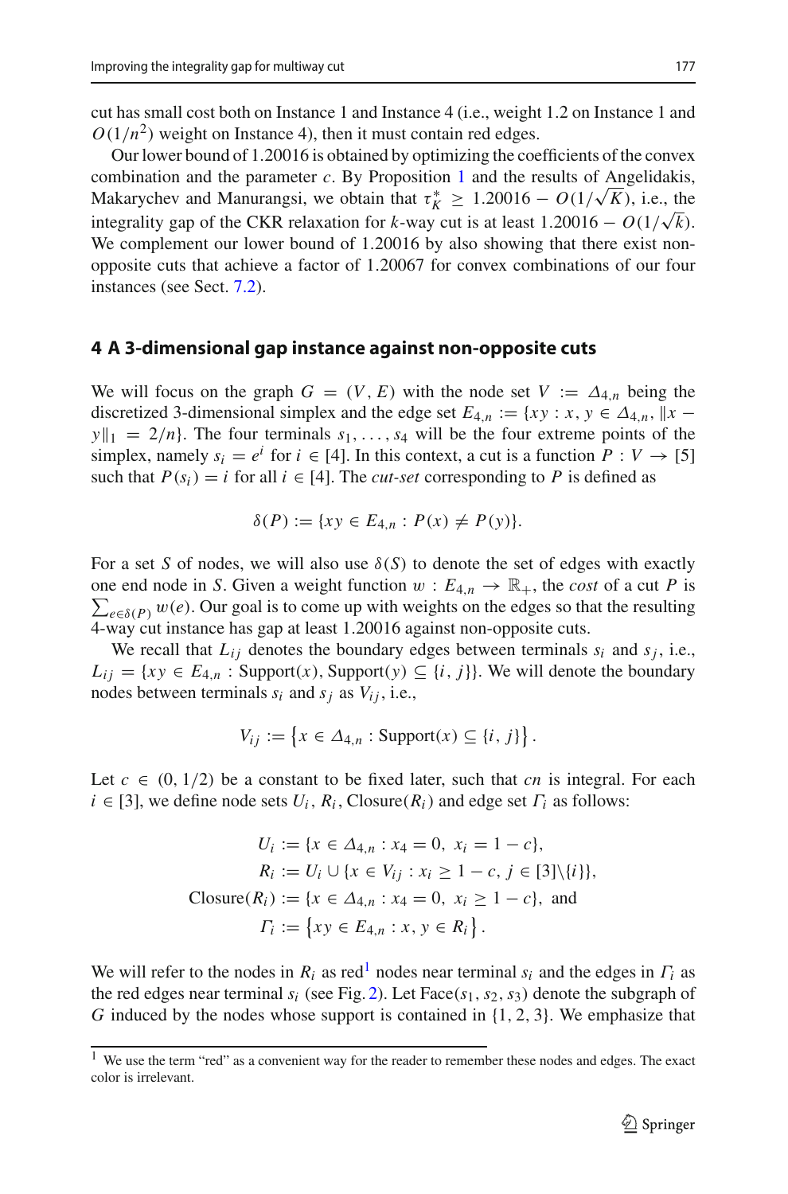cut has small cost both on Instance 1 and Instance 4 (i.e., weight 1.2 on Instance 1 and $O(1/n^2)$ weight on Instance 4), then it must contain red edges.

Our lower bound of 1.20016 is obtained by optimizing the coefficients of the convex combination and the parameter $c$. By Proposition 1 and the results of Angelidakis, Makarychev and Manurangsi, we obtain that $\tau_K^* \geq 1.20016 - O(1/\sqrt{K})$, i.e., the integrality gap of the CKR relaxation for $k$-way cut is at least $1.20016 - O(1/\sqrt{k})$. We complement our lower bound of 1.20016 by also showing that there exist non-opposite cuts that achieve a factor of 1.20067 for convex combinations of our four instances (see Sect. 7.2).

## 4 A 3-dimensional gap instance against non-opposite cuts

We will focus on the graph $G = (V, E)$ with the node set $V := \Delta_{4,n}$ being the discretized 3-dimensional simplex and the edge set $E_{4,n} := \{xy : x, y \in \Delta_{4,n}, \|x - y\|_1 = 2/n\}$. The four terminals $s_1, \ldots, s_4$ will be the four extreme points of the simplex, namely $s_i = e^i$ for $i \in [4]$. In this context, a cut is a function $P : V \to [5]$ such that $P(s_i) = i$ for all $i \in [4]$. The *cut-set* corresponding to $P$ is defined as

$$\delta(P) := \{xy \in E_{4,n} : P(x) \neq P(y)\}.$$

For a set $S$ of nodes, we will also use $\delta(S)$ to denote the set of edges with exactly one end node in $S$. Given a weight function $w : E_{4,n} \to \mathbb{R}_+$, the *cost* of a cut $P$ is $\sum_{e \in \delta(P)} w(e)$. Our goal is to come up with weights on the edges so that the resulting 4-way cut instance has gap at least 1.20016 against non-opposite cuts.

We recall that $L_{ij}$ denotes the boundary edges between terminals $s_i$ and $s_j$, i.e., $L_{ij} = \{xy \in E_{4,n} : \text{Support}(x), \text{Support}(y) \subseteq \{i, j\}\}$. We will denote the boundary nodes between terminals $s_i$ and $s_j$ as $V_{ij}$, i.e.,

$$V_{ij} := \left\{x \in \Delta_{4,n} : \text{Support}(x) \subseteq \{i, j\}\right\}.$$

Let $c \in (0, 1/2)$ be a constant to be fixed later, such that $cn$ is integral. For each $i \in [3]$, we define node sets $U_i$, $R_i$, $\text{Closure}(R_i)$ and edge set $\Gamma_i$ as follows:

$$\begin{aligned}
U_i &:= \{x \in \Delta_{4,n} : x_4 = 0,\ x_i = 1 - c\},\\
R_i &:= U_i \cup \{x \in V_{ij} : x_i \geq 1 - c,\ j \in [3]\backslash\{i\}\},\\
\text{Closure}(R_i) &:= \{x \in \Delta_{4,n} : x_4 = 0,\ x_i \geq 1 - c\}, \text{ and}\\
\Gamma_i &:= \left\{xy \in E_{4,n} : x, y \in R_i\right\}.
\end{aligned}$$

We will refer to the nodes in $R_i$ as red[1] nodes near terminal $s_i$ and the edges in $\Gamma_i$ as the red edges near terminal $s_i$ (see Fig. 2). Let $\text{Face}(s_1, s_2, s_3)$ denote the subgraph of $G$ induced by the nodes whose support is contained in $\{1, 2, 3\}$. We emphasize that

[1] We use the term “red” as a convenient way for the reader to remember these nodes and edges. The exact color is irrelevant.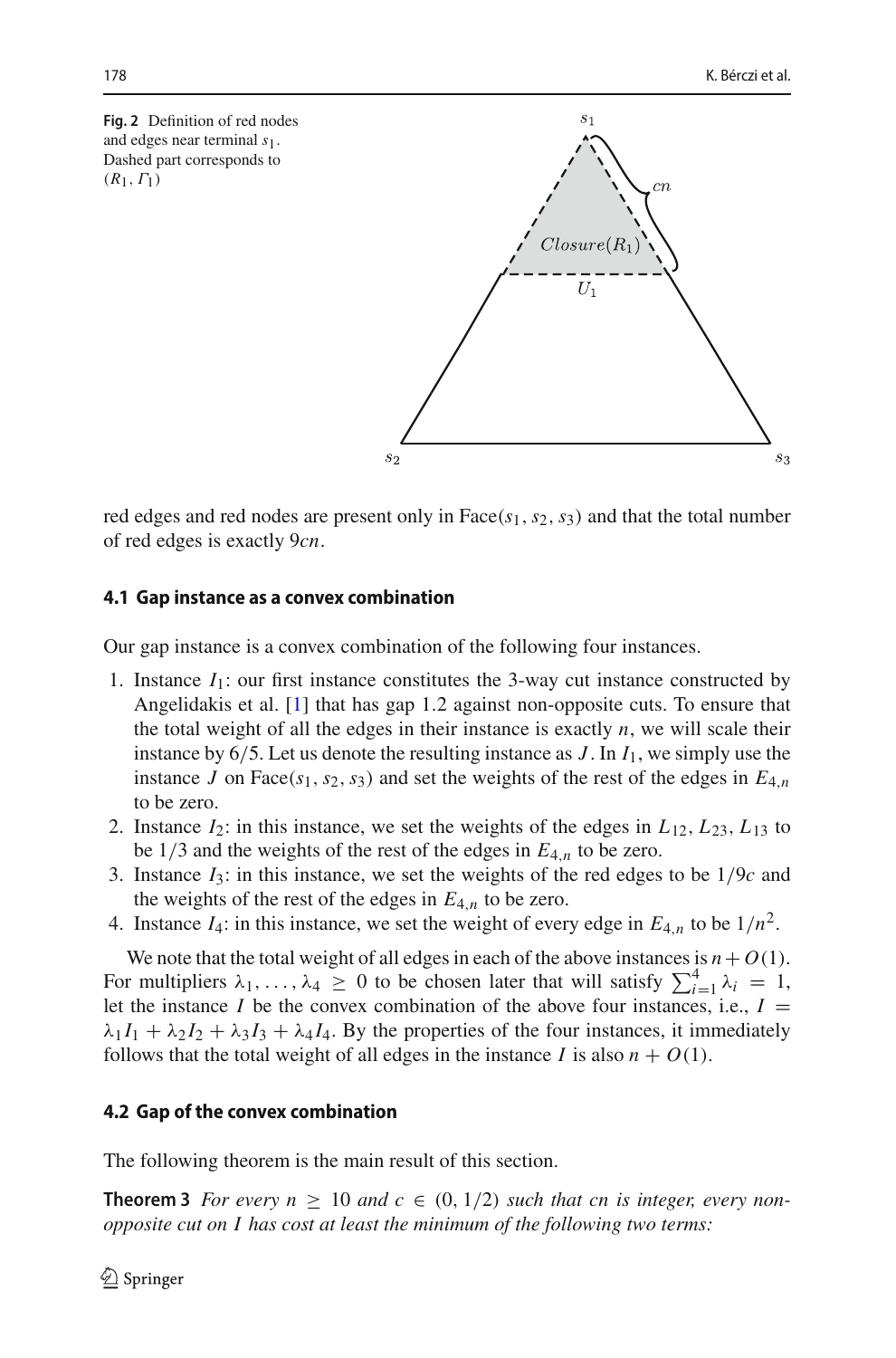**Fig. 2** Definition of red nodes and edges near terminal $s_1$. Dashed part corresponds to $(R_1, \Gamma_1)$

red edges and red nodes are present only in Face$(s_1, s_2, s_3)$ and that the total number of red edges is exactly $9cn$.

### 4.1 Gap instance as a convex combination

Our gap instance is a convex combination of the following four instances.

1. Instance $I_1$: our first instance constitutes the 3-way cut instance constructed by Angelidakis et al. [1] that has gap 1.2 against non-opposite cuts. To ensure that the total weight of all the edges in their instance is exactly $n$, we will scale their instance by $6/5$. Let us denote the resulting instance as $J$. In $I_1$, we simply use the instance $J$ on Face$(s_1, s_2, s_3)$ and set the weights of the rest of the edges in $E_{4,n}$ to be zero.
2. Instance $I_2$: in this instance, we set the weights of the edges in $L_{12}, L_{23}, L_{13}$ to be $1/3$ and the weights of the rest of the edges in $E_{4,n}$ to be zero.
3. Instance $I_3$: in this instance, we set the weights of the red edges to be $1/9c$ and the weights of the rest of the edges in $E_{4,n}$ to be zero.
4. Instance $I_4$: in this instance, we set the weight of every edge in $E_{4,n}$ to be $1/n^2$.

We note that the total weight of all edges in each of the above instances is $n+O(1)$. For multipliers $\lambda_1, \ldots, \lambda_4 \geq 0$ to be chosen later that will satisfy $\sum_{i=1}^{4} \lambda_i = 1$, let the instance $I$ be the convex combination of the above four instances, i.e., $I = \lambda_1 I_1 + \lambda_2 I_2 + \lambda_3 I_3 + \lambda_4 I_4$. By the properties of the four instances, it immediately follows that the total weight of all edges in the instance $I$ is also $n + O(1)$.

### 4.2 Gap of the convex combination

The following theorem is the main result of this section.

**Theorem 3** *For every $n \geq 10$ and $c \in (0, 1/2)$ such that $cn$ is integer, every non-opposite cut on $I$ has cost at least the minimum of the following two terms:*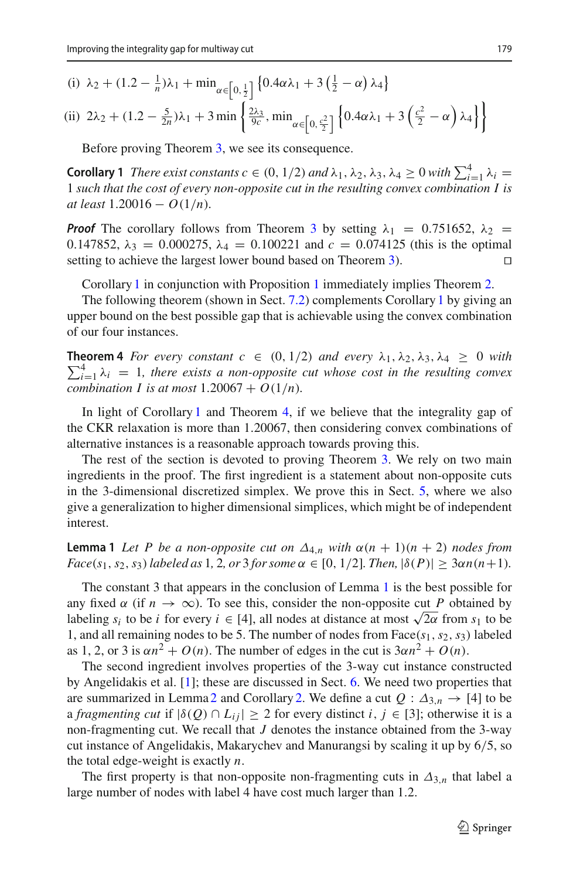(i) $\lambda_2 + (1.2 - \frac{1}{n})\lambda_1 + \min_{\alpha \in \left[0, \frac{1}{2}\right]} \left\{0.4\alpha\lambda_1 + 3\left(\frac{1}{2} - \alpha\right)\lambda_4\right\}$

(ii) $2\lambda_2 + (1.2 - \frac{5}{2n})\lambda_1 + 3 \min\left\{\frac{2\lambda_3}{9c}, \min_{\alpha \in \left[0, \frac{c^2}{2}\right]} \left\{0.4\alpha\lambda_1 + 3\left(\frac{c^2}{2} - \alpha\right)\lambda_4\right\}\right\}$

Before proving Theorem 3, we see its consequence.

**Corollary 1** *There exist constants $c \in (0, 1/2)$ and $\lambda_1, \lambda_2, \lambda_3, \lambda_4 \geq 0$ with $\sum_{i=1}^{4} \lambda_i = 1$ such that the cost of every non-opposite cut in the resulting convex combination $I$ is at least $1.20016 - O(1/n)$.*

***Proof*** The corollary follows from Theorem 3 by setting $\lambda_1 = 0.751652$, $\lambda_2 = 0.147852$, $\lambda_3 = 0.000275$, $\lambda_4 = 0.100221$ and $c = 0.074125$ (this is the optimal setting to achieve the largest lower bound based on Theorem 3). □

Corollary 1 in conjunction with Proposition 1 immediately implies Theorem 2.

The following theorem (shown in Sect. 7.2) complements Corollary 1 by giving an upper bound on the best possible gap that is achievable using the convex combination of our four instances.

**Theorem 4** *For every constant $c \in (0, 1/2)$ and every $\lambda_1, \lambda_2, \lambda_3, \lambda_4 \geq 0$ with $\sum_{i=1}^{4} \lambda_i = 1$, there exists a non-opposite cut whose cost in the resulting convex combination $I$ is at most $1.20067 + O(1/n)$.*

In light of Corollary 1 and Theorem 4, if we believe that the integrality gap of the CKR relaxation is more than 1.20067, then considering convex combinations of alternative instances is a reasonable approach towards proving this.

The rest of the section is devoted to proving Theorem 3. We rely on two main ingredients in the proof. The first ingredient is a statement about non-opposite cuts in the 3-dimensional discretized simplex. We prove this in Sect. 5, where we also give a generalization to higher dimensional simplices, which might be of independent interest.

**Lemma 1** *Let $P$ be a non-opposite cut on $\Delta_{4,n}$ with $\alpha(n + 1)(n + 2)$ nodes from $Face(s_1, s_2, s_3)$ labeled as 1, 2, or 3 for some $\alpha \in [0, 1/2]$. Then, $|\delta(P)| \geq 3\alpha n(n+1)$.*

The constant 3 that appears in the conclusion of Lemma 1 is the best possible for any fixed $\alpha$ (if $n \to \infty$). To see this, consider the non-opposite cut $P$ obtained by labeling $s_i$ to be $i$ for every $i \in [4]$, all nodes at distance at most $\sqrt{2\alpha}$ from $s_1$ to be 1, and all remaining nodes to be 5. The number of nodes from Face$(s_1, s_2, s_3)$ labeled as 1, 2, or 3 is $\alpha n^2 + O(n)$. The number of edges in the cut is $3\alpha n^2 + O(n)$.

The second ingredient involves properties of the 3-way cut instance constructed by Angelidakis et al. [1]; these are discussed in Sect. 6. We need two properties that are summarized in Lemma 2 and Corollary 2. We define a cut $Q : \Delta_{3,n} \to [4]$ to be a *fragmenting cut* if $|\delta(Q) \cap L_{ij}| \geq 2$ for every distinct $i, j \in [3]$; otherwise it is a non-fragmenting cut. We recall that $J$ denotes the instance obtained from the 3-way cut instance of Angelidakis, Makarychev and Manurangsi by scaling it up by 6/5, so the total edge-weight is exactly $n$.

The first property is that non-opposite non-fragmenting cuts in $\Delta_{3,n}$ that label a large number of nodes with label 4 have cost much larger than 1.2.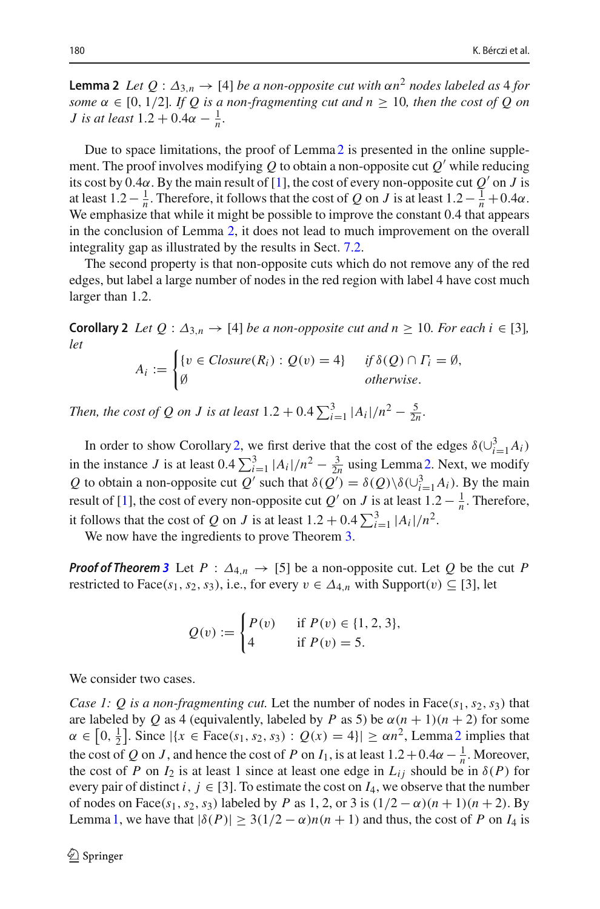**Lemma 2** *Let $Q : \Delta_{3,n} \to [4]$ be a non-opposite cut with $\alpha n^2$ nodes labeled as 4 for some $\alpha \in [0, 1/2]$. If $Q$ is a non-fragmenting cut and $n \geq 10$, then the cost of $Q$ on $J$ is at least $1.2 + 0.4\alpha - \frac{1}{n}$.*

Due to space limitations, the proof of Lemma 2 is presented in the online supplement. The proof involves modifying $Q$ to obtain a non-opposite cut $Q'$ while reducing its cost by $0.4\alpha$. By the main result of [1], the cost of every non-opposite cut $Q'$ on $J$ is at least $1.2 - \frac{1}{n}$. Therefore, it follows that the cost of $Q$ on $J$ is at least $1.2 - \frac{1}{n} + 0.4\alpha$. We emphasize that while it might be possible to improve the constant 0.4 that appears in the conclusion of Lemma 2, it does not lead to much improvement on the overall integrality gap as illustrated by the results in Sect. 7.2.

The second property is that non-opposite cuts which do not remove any of the red edges, but label a large number of nodes in the red region with label 4 have cost much larger than 1.2.

**Corollary 2** *Let $Q : \Delta_{3,n} \to [4]$ be a non-opposite cut and $n \geq 10$. For each $i \in [3]$, let*

$$A_i := \begin{cases} \{v \in \mathit{Closure}(R_i) : Q(v) = 4\} & \text{if } \delta(Q) \cap \Gamma_i = \emptyset, \\ \emptyset & \text{otherwise.} \end{cases}$$

*Then, the cost of $Q$ on $J$ is at least $1.2 + 0.4 \sum_{i=1}^{3} |A_i|/n^2 - \frac{5}{2n}$.*

In order to show Corollary 2, we first derive that the cost of the edges $\delta(\cup_{i=1}^{3} A_i)$ in the instance $J$ is at least $0.4 \sum_{i=1}^{3} |A_i|/n^2 - \frac{3}{2n}$ using Lemma 2. Next, we modify $Q$ to obtain a non-opposite cut $Q'$ such that $\delta(Q') = \delta(Q) \setminus \delta(\cup_{i=1}^{3} A_i)$. By the main result of [1], the cost of every non-opposite cut $Q'$ on $J$ is at least $1.2 - \frac{1}{n}$. Therefore, it follows that the cost of $Q$ on $J$ is at least $1.2 + 0.4 \sum_{i=1}^{3} |A_i|/n^2$.

We now have the ingredients to prove Theorem 3.

***Proof of Theorem 3*** Let $P : \Delta_{4,n} \to [5]$ be a non-opposite cut. Let $Q$ be the cut $P$ restricted to Face$(s_1, s_2, s_3)$, i.e., for every $v \in \Delta_{4,n}$ with Support$(v) \subseteq [3]$, let

$$Q(v) := \begin{cases} P(v) & \text{if } P(v) \in \{1, 2, 3\}, \\ 4 & \text{if } P(v) = 5. \end{cases}$$

We consider two cases.

*Case 1: $Q$ is a non-fragmenting cut.* Let the number of nodes in Face$(s_1, s_2, s_3)$ that are labeled by $Q$ as 4 (equivalently, labeled by $P$ as 5) be $\alpha(n+1)(n+2)$ for some $\alpha \in \left[0, \frac{1}{2}\right]$. Since $|\{x \in \text{Face}(s_1, s_2, s_3) : Q(x) = 4\}| \geq \alpha n^2$, Lemma 2 implies that the cost of $Q$ on $J$, and hence the cost of $P$ on $I_1$, is at least $1.2 + 0.4\alpha - \frac{1}{n}$. Moreover, the cost of $P$ on $I_2$ is at least 1 since at least one edge in $L_{ij}$ should be in $\delta(P)$ for every pair of distinct $i, j \in [3]$. To estimate the cost on $I_4$, we observe that the number of nodes on Face$(s_1, s_2, s_3)$ labeled by $P$ as 1, 2, or 3 is $(1/2 - \alpha)(n+1)(n+2)$. By Lemma 1, we have that $|\delta(P)| \geq 3(1/2 - \alpha)n(n+1)$ and thus, the cost of $P$ on $I_4$ is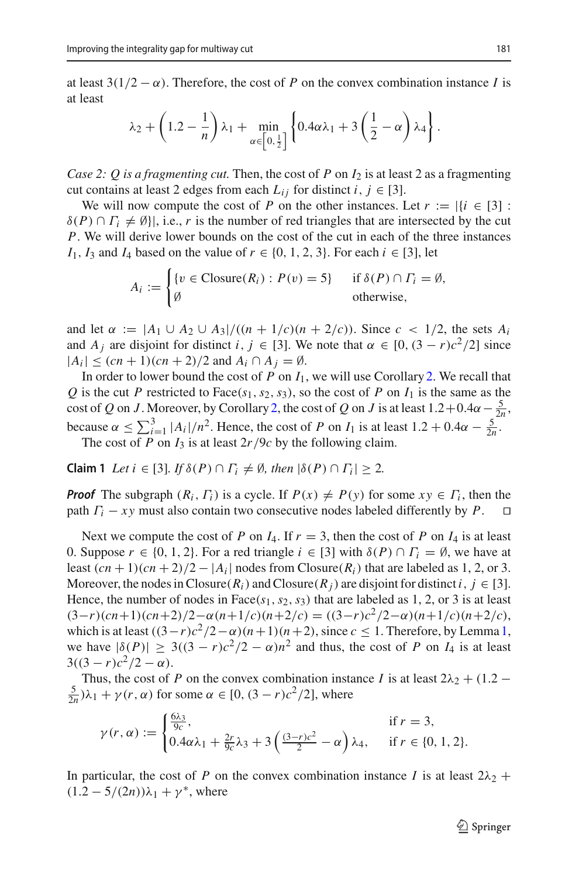at least $3(1/2 - \alpha)$. Therefore, the cost of $P$ on the convex combination instance $I$ is at least

$$\lambda_2 + \left(1.2 - \frac{1}{n}\right)\lambda_1 + \min_{\alpha \in \left[0, \frac{1}{2}\right]} \left\{0.4\alpha\lambda_1 + 3\left(\frac{1}{2} - \alpha\right)\lambda_4\right\}.$$

*Case 2: $Q$ is a fragmenting cut.* Then, the cost of $P$ on $I_2$ is at least 2 as a fragmenting cut contains at least 2 edges from each $L_{ij}$ for distinct $i, j \in [3]$.

We will now compute the cost of $P$ on the other instances. Let $r := |\{i \in [3] : \delta(P) \cap \Gamma_i \neq \emptyset\}|$, i.e., $r$ is the number of red triangles that are intersected by the cut $P$. We will derive lower bounds on the cost of the cut in each of the three instances $I_1$, $I_3$ and $I_4$ based on the value of $r \in \{0, 1, 2, 3\}$. For each $i \in [3]$, let

$$A_i := \begin{cases} \{v \in \text{Closure}(R_i) : P(v) = 5\} & \text{if } \delta(P) \cap \Gamma_i = \emptyset, \\ \emptyset & \text{otherwise,} \end{cases}$$

and let $\alpha := |A_1 \cup A_2 \cup A_3|/((n + 1/c)(n + 2/c))$. Since $c < 1/2$, the sets $A_i$ and $A_j$ are disjoint for distinct $i, j \in [3]$. We note that $\alpha \in [0, (3 - r)c^2/2]$ since $|A_i| \leq (cn + 1)(cn + 2)/2$ and $A_i \cap A_j = \emptyset$.

In order to lower bound the cost of $P$ on $I_1$, we will use Corollary 2. We recall that $Q$ is the cut $P$ restricted to Face$(s_1, s_2, s_3)$, so the cost of $P$ on $I_1$ is the same as the cost of $Q$ on $J$. Moreover, by Corollary 2, the cost of $Q$ on $J$ is at least $1.2 + 0.4\alpha - \frac{5}{2n}$, because $\alpha \leq \sum_{i=1}^{3} |A_i|/n^2$. Hence, the cost of $P$ on $I_1$ is at least $1.2 + 0.4\alpha - \frac{5}{2n}$.

The cost of $P$ on $I_3$ is at least $2r/9c$ by the following claim.

**Claim 1** *Let $i \in [3]$. If $\delta(P) \cap \Gamma_i \neq \emptyset$, then $|\delta(P) \cap \Gamma_i| \geq 2$.*

***Proof*** The subgraph $(R_i, \Gamma_i)$ is a cycle. If $P(x) \neq P(y)$ for some $xy \in \Gamma_i$, then the path $\Gamma_i - xy$ must also contain two consecutive nodes labeled differently by $P$. $\square$

Next we compute the cost of $P$ on $I_4$. If $r = 3$, then the cost of $P$ on $I_4$ is at least 0. Suppose $r \in \{0, 1, 2\}$. For a red triangle $i \in [3]$ with $\delta(P) \cap \Gamma_i = \emptyset$, we have at least $(cn + 1)(cn + 2)/2 - |A_i|$ nodes from Closure$(R_i)$ that are labeled as 1, 2, or 3. Moreover, the nodes in Closure$(R_i)$ and Closure$(R_j)$ are disjoint for distinct $i, j \in [3]$. Hence, the number of nodes in Face$(s_1, s_2, s_3)$ that are labeled as 1, 2, or 3 is at least $(3-r)(cn+1)(cn+2)/2 - \alpha(n+1/c)(n+2/c) = ((3-r)c^2/2 - \alpha)(n+1/c)(n+2/c)$, which is at least $((3-r)c^2/2 - \alpha)(n+1)(n+2)$, since $c \leq 1$. Therefore, by Lemma 1, we have $|\delta(P)| \geq 3((3 - r)c^2/2 - \alpha)n^2$ and thus, the cost of $P$ on $I_4$ is at least $3((3 - r)c^2/2 - \alpha)$.

Thus, the cost of $P$ on the convex combination instance $I$ is at least $2\lambda_2 + (1.2 - \frac{5}{2n})\lambda_1 + \gamma(r, \alpha)$ for some $\alpha \in [0, (3 - r)c^2/2]$, where

$$\gamma(r, \alpha) := \begin{cases} \frac{6\lambda_3}{9c}, & \text{if } r = 3, \\ 0.4\alpha\lambda_1 + \frac{2r}{9c}\lambda_3 + 3\left(\frac{(3-r)c^2}{2} - \alpha\right)\lambda_4, & \text{if } r \in \{0, 1, 2\}. \end{cases}$$

In particular, the cost of $P$ on the convex combination instance $I$ is at least $2\lambda_2 + (1.2 - 5/(2n))\lambda_1 + \gamma^*$, where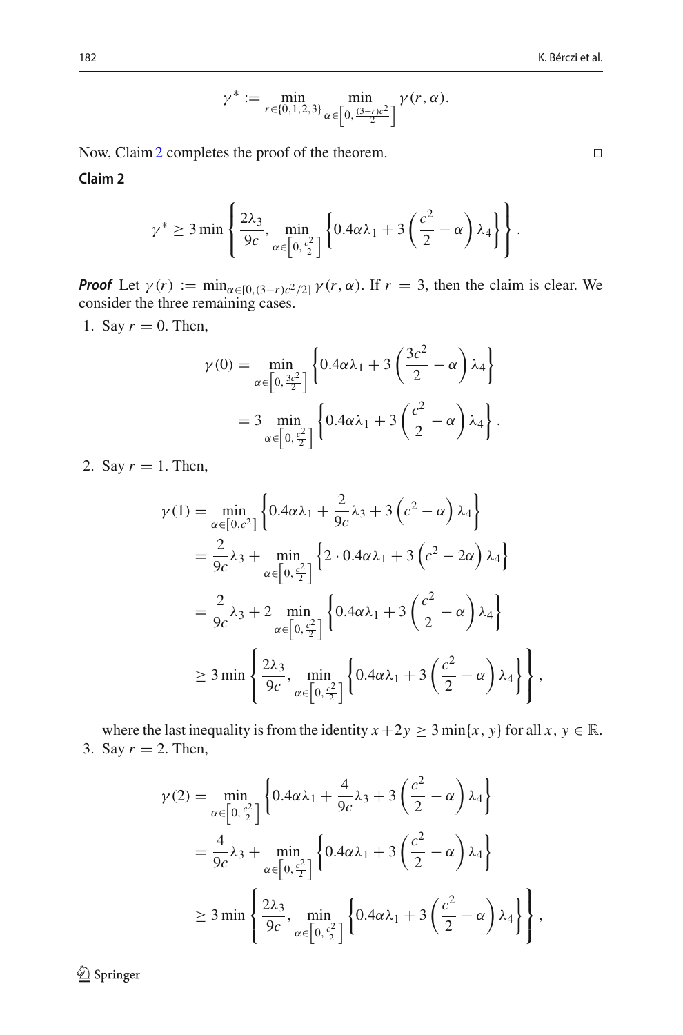$$\gamma^* := \min_{r\in\{0,1,2,3\}} \min_{\alpha\in\left[0,\frac{(3-r)c^2}{2}\right]} \gamma(r,\alpha).$$

Now, Claim 2 completes the proof of the theorem. □

**Claim 2**

$$\gamma^* \geq 3\min\left\{\frac{2\lambda_3}{9c}, \min_{\alpha\in\left[0,\frac{c^2}{2}\right]}\left\{0.4\alpha\lambda_1 + 3\left(\frac{c^2}{2}-\alpha\right)\lambda_4\right\}\right\}.$$

***Proof*** Let $\gamma(r) := \min_{\alpha\in[0,(3-r)c^2/2]} \gamma(r,\alpha)$. If $r=3$, then the claim is clear. We consider the three remaining cases.

1. Say $r=0$. Then,

$$\begin{aligned}
\gamma(0) &= \min_{\alpha\in\left[0,\frac{3c^2}{2}\right]}\left\{0.4\alpha\lambda_1 + 3\left(\frac{3c^2}{2}-\alpha\right)\lambda_4\right\} \\
&= 3\min_{\alpha\in\left[0,\frac{c^2}{2}\right]}\left\{0.4\alpha\lambda_1 + 3\left(\frac{c^2}{2}-\alpha\right)\lambda_4\right\}.
\end{aligned}$$

2. Say $r=1$. Then,

$$\begin{aligned}
\gamma(1) &= \min_{\alpha\in[0,c^2]}\left\{0.4\alpha\lambda_1 + \frac{2}{9c}\lambda_3 + 3\left(c^2-\alpha\right)\lambda_4\right\} \\
&= \frac{2}{9c}\lambda_3 + \min_{\alpha\in\left[0,\frac{c^2}{2}\right]}\left\{2\cdot 0.4\alpha\lambda_1 + 3\left(c^2-2\alpha\right)\lambda_4\right\} \\
&= \frac{2}{9c}\lambda_3 + 2\min_{\alpha\in\left[0,\frac{c^2}{2}\right]}\left\{0.4\alpha\lambda_1 + 3\left(\frac{c^2}{2}-\alpha\right)\lambda_4\right\} \\
&\geq 3\min\left\{\frac{2\lambda_3}{9c}, \min_{\alpha\in\left[0,\frac{c^2}{2}\right]}\left\{0.4\alpha\lambda_1 + 3\left(\frac{c^2}{2}-\alpha\right)\lambda_4\right\}\right\},
\end{aligned}$$

   where the last inequality is from the identity $x+2y \geq 3\min\{x,y\}$ for all $x, y \in \mathbb{R}$.

3. Say $r=2$. Then,

$$\begin{aligned}
\gamma(2) &= \min_{\alpha\in\left[0,\frac{c^2}{2}\right]}\left\{0.4\alpha\lambda_1 + \frac{4}{9c}\lambda_3 + 3\left(\frac{c^2}{2}-\alpha\right)\lambda_4\right\} \\
&= \frac{4}{9c}\lambda_3 + \min_{\alpha\in\left[0,\frac{c^2}{2}\right]}\left\{0.4\alpha\lambda_1 + 3\left(\frac{c^2}{2}-\alpha\right)\lambda_4\right\} \\
&\geq 3\min\left\{\frac{2\lambda_3}{9c}, \min_{\alpha\in\left[0,\frac{c^2}{2}\right]}\left\{0.4\alpha\lambda_1 + 3\left(\frac{c^2}{2}-\alpha\right)\lambda_4\right\}\right\},
\end{aligned}$$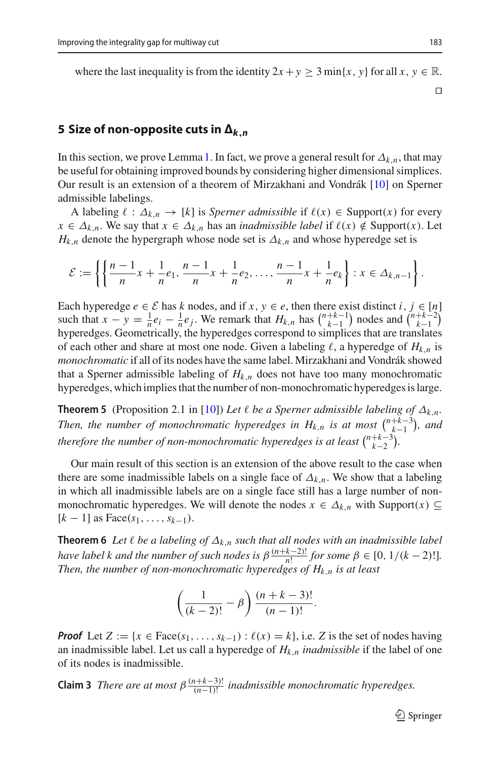where the last inequality is from the identity $2x + y \geq 3 \min\{x, y\}$ for all $x, y \in \mathbb{R}$.

$\square$

## 5 Size of non-opposite cuts in $\Delta_{k,n}$

In this section, we prove Lemma 1. In fact, we prove a general result for $\Delta_{k,n}$, that may be useful for obtaining improved bounds by considering higher dimensional simplices. Our result is an extension of a theorem of Mirzakhani and Vondrák [10] on Sperner admissible labelings.

A labeling $\ell : \Delta_{k,n} \to [k]$ is *Sperner admissible* if $\ell(x) \in \text{Support}(x)$ for every $x \in \Delta_{k,n}$. We say that $x \in \Delta_{k,n}$ has an *inadmissible label* if $\ell(x) \notin \text{Support}(x)$. Let $H_{k,n}$ denote the hypergraph whose node set is $\Delta_{k,n}$ and whose hyperedge set is

$$\mathcal{E} := \left\{ \left\{ \frac{n-1}{n}x + \frac{1}{n}e_1, \frac{n-1}{n}x + \frac{1}{n}e_2, \ldots, \frac{n-1}{n}x + \frac{1}{n}e_k \right\} : x \in \Delta_{k,n-1} \right\}.$$

Each hyperedge $e \in \mathcal{E}$ has $k$ nodes, and if $x, y \in e$, then there exist distinct $i, j \in [n]$ such that $x - y = \frac{1}{n}e_i - \frac{1}{n}e_j$. We remark that $H_{k,n}$ has $\binom{n+k-1}{k-1}$ nodes and $\binom{n+k-2}{k-1}$ hyperedges. Geometrically, the hyperedges correspond to simplices that are translates of each other and share at most one node. Given a labeling $\ell$, a hyperedge of $H_{k,n}$ is *monochromatic* if all of its nodes have the same label. Mirzakhani and Vondrák showed that a Sperner admissible labeling of $H_{k,n}$ does not have too many monochromatic hyperedges, which implies that the number of non-monochromatic hyperedges is large.

**Theorem 5** (Proposition 2.1 in [10]) *Let $\ell$ be a Sperner admissible labeling of $\Delta_{k,n}$. Then, the number of monochromatic hyperedges in $H_{k,n}$ is at most $\binom{n+k-3}{k-1}$, and therefore the number of non-monochromatic hyperedges is at least $\binom{n+k-3}{k-2}$.*

Our main result of this section is an extension of the above result to the case when there are some inadmissible labels on a single face of $\Delta_{k,n}$. We show that a labeling in which all inadmissible labels are on a single face still has a large number of non-monochromatic hyperedges. We will denote the nodes $x \in \Delta_{k,n}$ with $\text{Support}(x) \subseteq [k-1]$ as $\text{Face}(s_1, \ldots, s_{k-1})$.

**Theorem 6** *Let $\ell$ be a labeling of $\Delta_{k,n}$ such that all nodes with an inadmissible label have label $k$ and the number of such nodes is $\beta \frac{(n+k-2)!}{n!}$ for some $\beta \in [0, 1/(k-2)!]$. Then, the number of non-monochromatic hyperedges of $H_{k,n}$ is at least*

$$\left( \frac{1}{(k-2)!} - \beta \right) \frac{(n+k-3)!}{(n-1)!}.$$

***Proof*** Let $Z := \{x \in \text{Face}(s_1, \ldots, s_{k-1}) : \ell(x) = k\}$, i.e. $Z$ is the set of nodes having an inadmissible label. Let us call a hyperedge of $H_{k,n}$ *inadmissible* if the label of one of its nodes is inadmissible.

**Claim 3** *There are at most $\beta \frac{(n+k-3)!}{(n-1)!}$ inadmissible monochromatic hyperedges.*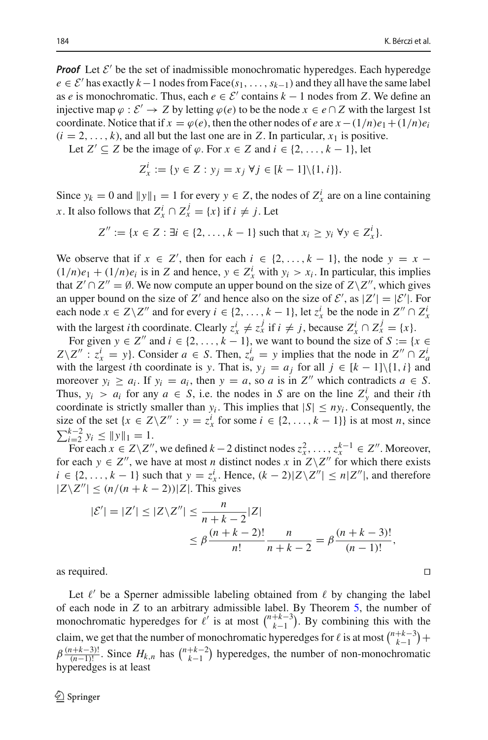***Proof*** Let $\mathcal{E}'$ be the set of inadmissible monochromatic hyperedges. Each hyperedge $e \in \mathcal{E}'$ has exactly $k-1$ nodes from $\text{Face}(s_1, \ldots, s_{k-1})$ and they all have the same label as $e$ is monochromatic. Thus, each $e \in \mathcal{E}'$ contains $k-1$ nodes from $Z$. We define an injective map $\varphi : \mathcal{E}' \to Z$ by letting $\varphi(e)$ to be the node $x \in e \cap Z$ with the largest 1st coordinate. Notice that if $x = \varphi(e)$, then the other nodes of $e$ are $x - (1/n)e_1 + (1/n)e_i$ $(i = 2, \ldots, k)$, and all but the last one are in $Z$. In particular, $x_1$ is positive.

Let $Z' \subseteq Z$ be the image of $\varphi$. For $x \in Z$ and $i \in \{2, \ldots, k-1\}$, let

$$Z_x^i := \{y \in Z : y_j = x_j \ \forall j \in [k-1] \backslash \{1, i\}\}.$$

Since $y_k = 0$ and $\|y\|_1 = 1$ for every $y \in Z$, the nodes of $Z_x^i$ are on a line containing $x$. It also follows that $Z_x^i \cap Z_x^j = \{x\}$ if $i \neq j$. Let

$$Z'' := \{x \in Z : \exists i \in \{2, \ldots, k-1\} \text{ such that } x_i \geq y_i \ \forall y \in Z_x^i\}.$$

We observe that if $x \in Z'$, then for each $i \in \{2, \ldots, k-1\}$, the node $y = x - (1/n)e_1 + (1/n)e_i$ is in $Z$ and hence, $y \in Z_x^i$ with $y_i > x_i$. In particular, this implies that $Z' \cap Z'' = \emptyset$. We now compute an upper bound on the size of $Z \backslash Z''$, which gives an upper bound on the size of $Z'$ and hence also on the size of $\mathcal{E}'$, as $|Z'| = |\mathcal{E}'|$. For each node $x \in Z \backslash Z''$ and for every $i \in \{2, \ldots, k-1\}$, let $z_x^i$ be the node in $Z'' \cap Z_x^i$ with the largest $i$th coordinate. Clearly $z_x^i \neq z_x^j$ if $i \neq j$, because $Z_x^i \cap Z_x^j = \{x\}$.

For given $y \in Z''$ and $i \in \{2, \ldots, k-1\}$, we want to bound the size of $S := \{x \in Z \backslash Z'' : z_x^i = y\}$. Consider $a \in S$. Then, $z_a^i = y$ implies that the node in $Z'' \cap Z_a^i$ with the largest $i$th coordinate is $y$. That is, $y_j = a_j$ for all $j \in [k-1] \backslash \{1, i\}$ and moreover $y_i \geq a_i$. If $y_i = a_i$, then $y = a$, so $a$ is in $Z''$ which contradicts $a \in S$. Thus, $y_i > a_i$ for any $a \in S$, i.e. the nodes in $S$ are on the line $Z_y^i$ and their $i$th coordinate is strictly smaller than $y_i$. This implies that $|S| \leq ny_i$. Consequently, the size of the set $\{x \in Z \backslash Z'' : y = z_x^i \text{ for some } i \in \{2, \ldots, k-1\}\}$ is at most $n$, since $\sum_{i=2}^{k-2} y_i \leq \|y\|_1 = 1$.

For each $x \in Z \backslash Z''$, we defined $k-2$ distinct nodes $z_x^2, \ldots, z_x^{k-1} \in Z''$. Moreover, for each $y \in Z''$, we have at most $n$ distinct nodes $x$ in $Z \backslash Z''$ for which there exists $i \in \{2, \ldots, k-1\}$ such that $y = z_x^i$. Hence, $(k-2)|Z \backslash Z''| \leq n|Z''|$, and therefore $|Z \backslash Z''| \leq (n/(n+k-2))|Z|$. This gives

$$|\mathcal{E}'| = |Z'| \leq |Z \backslash Z''| \leq \frac{n}{n+k-2}|Z| \leq \beta \frac{(n+k-2)!}{n!} \frac{n}{n+k-2} = \beta \frac{(n+k-3)!}{(n-1)!},$$

as required. $\square$

Let $\ell'$ be a Sperner admissible labeling obtained from $\ell$ by changing the label of each node in $Z$ to an arbitrary admissible label. By Theorem 5, the number of monochromatic hyperedges for $\ell'$ is at most $\binom{n+k-3}{k-1}$. By combining this with the claim, we get that the number of monochromatic hyperedges for $\ell$ is at most $\binom{n+k-3}{k-1} + \beta \frac{(n+k-3)!}{(n-1)!}$. Since $H_{k,n}$ has $\binom{n+k-2}{k-1}$ hyperedges, the number of non-monochromatic hyperedges is at least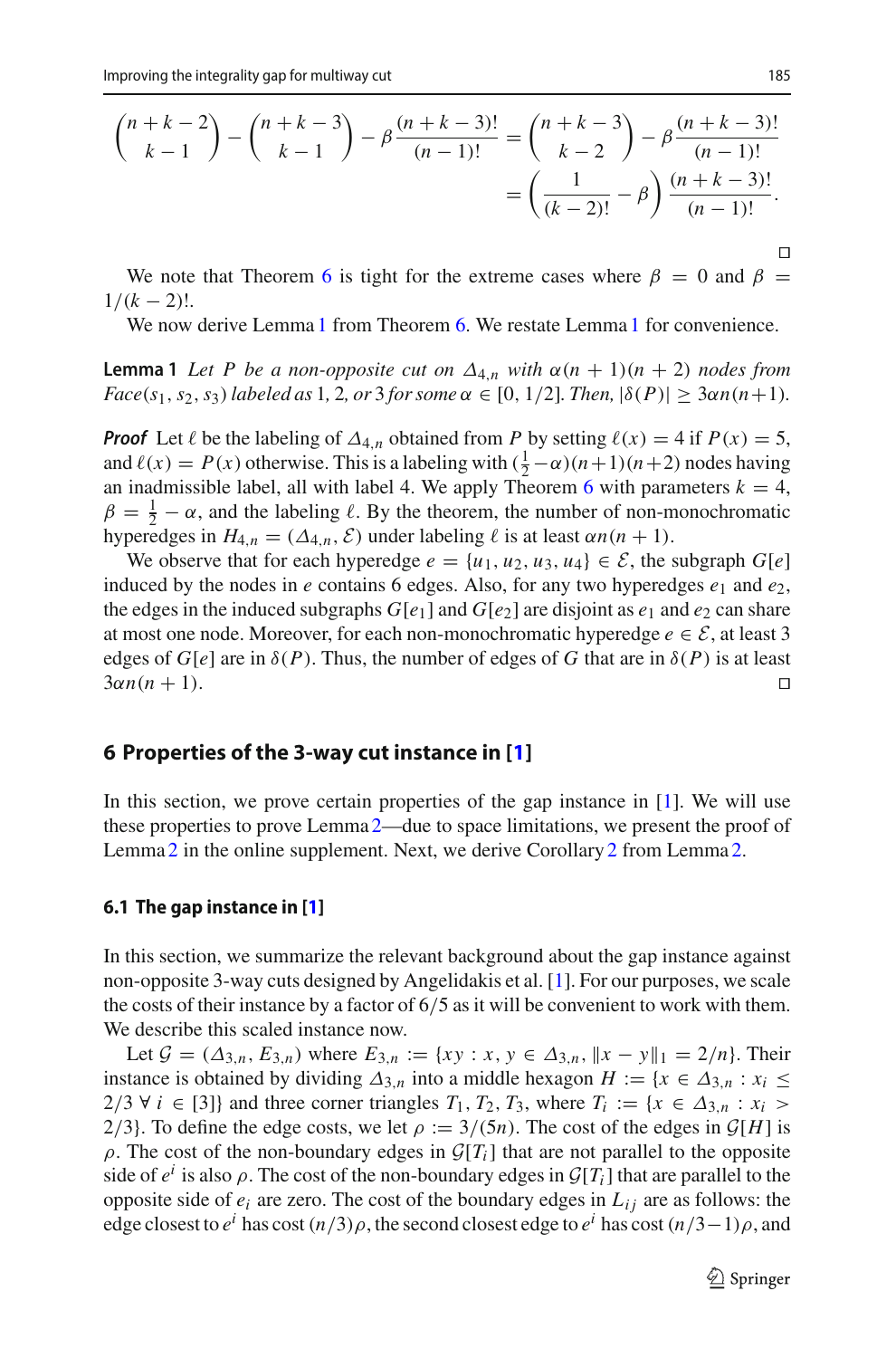$$\binom{n+k-2}{k-1} - \binom{n+k-3}{k-1} - \beta\frac{(n+k-3)!}{(n-1)!} = \binom{n+k-3}{k-2} - \beta\frac{(n+k-3)!}{(n-1)!}$$
$$= \left(\frac{1}{(k-2)!} - \beta\right)\frac{(n+k-3)!}{(n-1)!}.$$

□

We note that Theorem 6 is tight for the extreme cases where $\beta = 0$ and $\beta = 1/(k-2)!$.

We now derive Lemma 1 from Theorem 6. We restate Lemma 1 for convenience.

**Lemma 1** *Let $P$ be a non-opposite cut on $\Delta_{4,n}$ with $\alpha(n+1)(n+2)$ nodes from $Face(s_1, s_2, s_3)$ labeled as 1, 2, or 3 for some $\alpha \in [0, 1/2]$. Then, $|\delta(P)| \geq 3\alpha n(n+1)$.*

***Proof*** Let $\ell$ be the labeling of $\Delta_{4,n}$ obtained from $P$ by setting $\ell(x) = 4$ if $P(x) = 5$, and $\ell(x) = P(x)$ otherwise. This is a labeling with $(\frac{1}{2}-\alpha)(n+1)(n+2)$ nodes having an inadmissible label, all with label 4. We apply Theorem 6 with parameters $k = 4$, $\beta = \frac{1}{2} - \alpha$, and the labeling $\ell$. By the theorem, the number of non-monochromatic hyperedges in $H_{4,n} = (\Delta_{4,n}, \mathcal{E})$ under labeling $\ell$ is at least $\alpha n(n+1)$.

We observe that for each hyperedge $e = \{u_1, u_2, u_3, u_4\} \in \mathcal{E}$, the subgraph $G[e]$ induced by the nodes in $e$ contains 6 edges. Also, for any two hyperedges $e_1$ and $e_2$, the edges in the induced subgraphs $G[e_1]$ and $G[e_2]$ are disjoint as $e_1$ and $e_2$ can share at most one node. Moreover, for each non-monochromatic hyperedge $e \in \mathcal{E}$, at least 3 edges of $G[e]$ are in $\delta(P)$. Thus, the number of edges of $G$ that are in $\delta(P)$ is at least $3\alpha n(n+1)$. □

## 6 Properties of the 3-way cut instance in [1]

In this section, we prove certain properties of the gap instance in [1]. We will use these properties to prove Lemma 2—due to space limitations, we present the proof of Lemma 2 in the online supplement. Next, we derive Corollary 2 from Lemma 2.

### 6.1 The gap instance in [1]

In this section, we summarize the relevant background about the gap instance against non-opposite 3-way cuts designed by Angelidakis et al. [1]. For our purposes, we scale the costs of their instance by a factor of 6/5 as it will be convenient to work with them. We describe this scaled instance now.

Let $\mathcal{G} = (\Delta_{3,n}, E_{3,n})$ where $E_{3,n} := \{xy : x, y \in \Delta_{3,n}, \|x - y\|_1 = 2/n\}$. Their instance is obtained by dividing $\Delta_{3,n}$ into a middle hexagon $H := \{x \in \Delta_{3,n} : x_i \leq 2/3\ \forall\ i \in [3]\}$ and three corner triangles $T_1, T_2, T_3$, where $T_i := \{x \in \Delta_{3,n} : x_i > 2/3\}$. To define the edge costs, we let $\rho := 3/(5n)$. The cost of the edges in $\mathcal{G}[H]$ is $\rho$. The cost of the non-boundary edges in $\mathcal{G}[T_i]$ that are not parallel to the opposite side of $e^i$ is also $\rho$. The cost of the non-boundary edges in $\mathcal{G}[T_i]$ that are parallel to the opposite side of $e_i$ are zero. The cost of the boundary edges in $L_{ij}$ are as follows: the edge closest to $e^i$ has cost $(n/3)\rho$, the second closest edge to $e^i$ has cost $(n/3-1)\rho$, and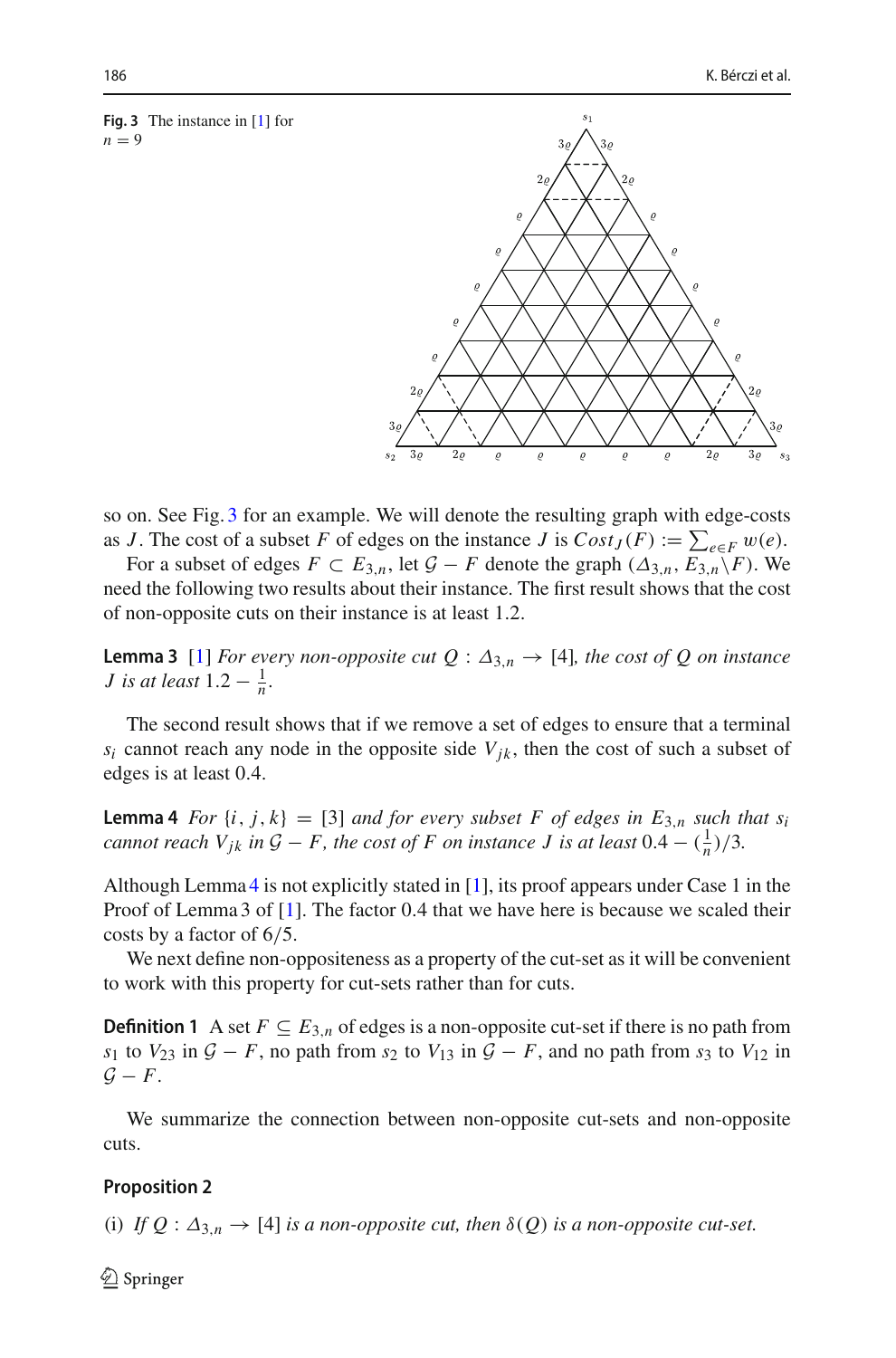**Fig. 3** The instance in [1] for $n = 9$

so on. See Fig. 3 for an example. We will denote the resulting graph with edge-costs as $J$. The cost of a subset $F$ of edges on the instance $J$ is $Cost_J(F) := \sum_{e \in F} w(e)$.

For a subset of edges $F \subset E_{3,n}$, let $\mathcal{G} - F$ denote the graph $(\Delta_{3,n}, E_{3,n} \setminus F)$. We need the following two results about their instance. The first result shows that the cost of non-opposite cuts on their instance is at least 1.2.

**Lemma 3** [1] *For every non-opposite cut $Q : \Delta_{3,n} \to [4]$, the cost of $Q$ on instance $J$ is at least $1.2 - \frac{1}{n}$.*

The second result shows that if we remove a set of edges to ensure that a terminal $s_i$ cannot reach any node in the opposite side $V_{jk}$, then the cost of such a subset of edges is at least 0.4.

**Lemma 4** *For $\{i, j, k\} = [3]$ and for every subset $F$ of edges in $E_{3,n}$ such that $s_i$ cannot reach $V_{jk}$ in $\mathcal{G} - F$, the cost of $F$ on instance $J$ is at least $0.4 - (\frac{1}{n})/3$.*

Although Lemma 4 is not explicitly stated in [1], its proof appears under Case 1 in the Proof of Lemma 3 of [1]. The factor 0.4 that we have here is because we scaled their costs by a factor of 6/5.

We next define non-oppositeness as a property of the cut-set as it will be convenient to work with this property for cut-sets rather than for cuts.

**Definition 1** A set $F \subseteq E_{3,n}$ of edges is a non-opposite cut-set if there is no path from $s_1$ to $V_{23}$ in $\mathcal{G} - F$, no path from $s_2$ to $V_{13}$ in $\mathcal{G} - F$, and no path from $s_3$ to $V_{12}$ in $\mathcal{G} - F$.

We summarize the connection between non-opposite cut-sets and non-opposite cuts.

**Proposition 2**

(i) *If $Q : \Delta_{3,n} \to [4]$ is a non-opposite cut, then $\delta(Q)$ is a non-opposite cut-set.*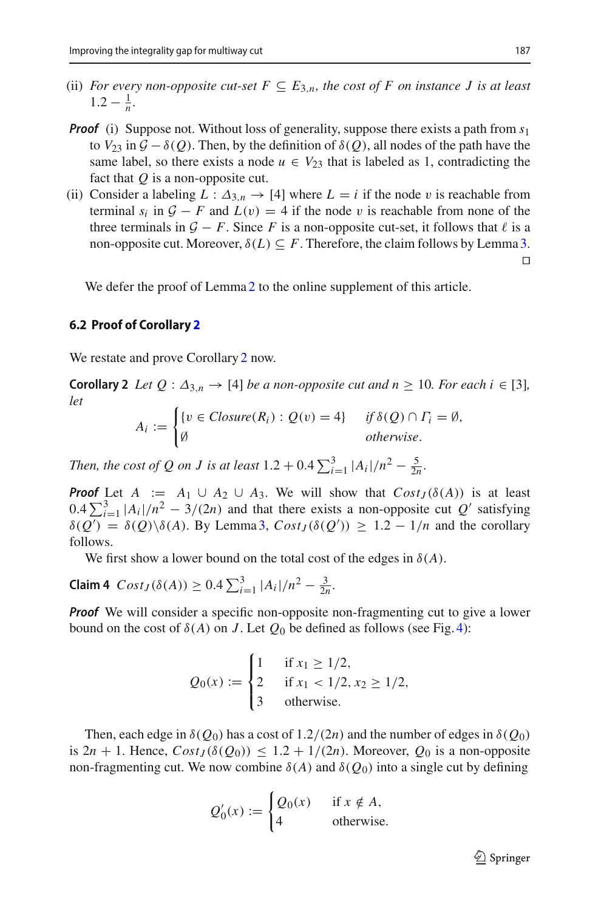(ii) *For every non-opposite cut-set $F \subseteq E_{3,n}$, the cost of $F$ on instance $J$ is at least $1.2 - \frac{1}{n}$.*

***Proof*** (i) Suppose not. Without loss of generality, suppose there exists a path from $s_1$ to $V_{23}$ in $\mathcal{G} - \delta(Q)$. Then, by the definition of $\delta(Q)$, all nodes of the path have the same label, so there exists a node $u \in V_{23}$ that is labeled as 1, contradicting the fact that $Q$ is a non-opposite cut.

(ii) Consider a labeling $L : \Delta_{3,n} \to [4]$ where $L = i$ if the node $v$ is reachable from terminal $s_i$ in $\mathcal{G} - F$ and $L(v) = 4$ if the node $v$ is reachable from none of the three terminals in $\mathcal{G} - F$. Since $F$ is a non-opposite cut-set, it follows that $\ell$ is a non-opposite cut. Moreover, $\delta(L) \subseteq F$. Therefore, the claim follows by Lemma 3. $\square$

We defer the proof of Lemma 2 to the online supplement of this article.

### 6.2 Proof of Corollary 2

We restate and prove Corollary 2 now.

**Corollary 2** *Let $Q : \Delta_{3,n} \to [4]$ be a non-opposite cut and $n \geq 10$. For each $i \in [3]$, let*

$$A_i := \begin{cases} \{v \in Closure(R_i) : Q(v) = 4\} & \text{if } \delta(Q) \cap \Gamma_i = \emptyset, \\ \emptyset & \text{otherwise}. \end{cases}$$

*Then, the cost of $Q$ on $J$ is at least $1.2 + 0.4 \sum_{i=1}^{3} |A_i|/n^2 - \frac{5}{2n}$.*

***Proof*** Let $A := A_1 \cup A_2 \cup A_3$. We will show that $Cost_J(\delta(A))$ is at least $0.4 \sum_{i=1}^{3} |A_i|/n^2 - 3/(2n)$ and that there exists a non-opposite cut $Q'$ satisfying $\delta(Q') = \delta(Q) \backslash \delta(A)$. By Lemma 3, $Cost_J(\delta(Q')) \geq 1.2 - 1/n$ and the corollary follows.

We first show a lower bound on the total cost of the edges in $\delta(A)$.

**Claim 4** $Cost_J(\delta(A)) \geq 0.4 \sum_{i=1}^{3} |A_i|/n^2 - \frac{3}{2n}$.

***Proof*** We will consider a specific non-opposite non-fragmenting cut to give a lower bound on the cost of $\delta(A)$ on $J$. Let $Q_0$ be defined as follows (see Fig. 4):

$$Q_0(x) := \begin{cases} 1 & \text{if } x_1 \geq 1/2, \\ 2 & \text{if } x_1 < 1/2, x_2 \geq 1/2, \\ 3 & \text{otherwise}. \end{cases}$$

Then, each edge in $\delta(Q_0)$ has a cost of $1.2/(2n)$ and the number of edges in $\delta(Q_0)$ is $2n + 1$. Hence, $Cost_J(\delta(Q_0)) \leq 1.2 + 1/(2n)$. Moreover, $Q_0$ is a non-opposite non-fragmenting cut. We now combine $\delta(A)$ and $\delta(Q_0)$ into a single cut by defining

$$Q_0'(x) := \begin{cases} Q_0(x) & \text{if } x \notin A, \\ 4 & \text{otherwise}. \end{cases}$$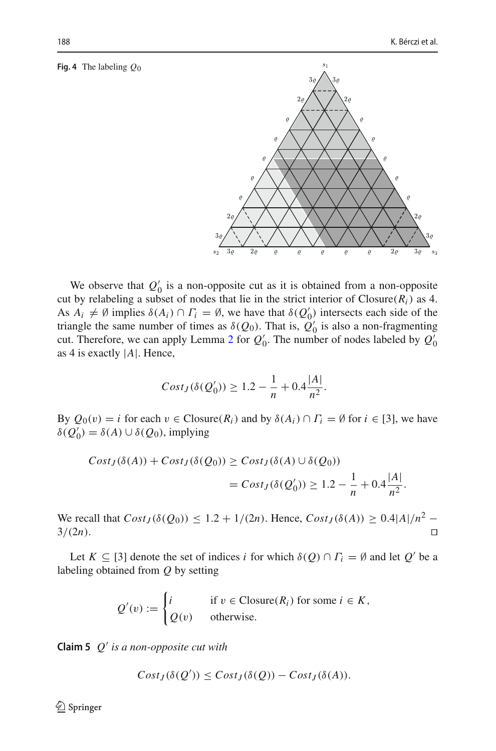**Fig. 4** The labeling $Q_0$

We observe that $Q'_0$ is a non-opposite cut as it is obtained from a non-opposite cut by relabeling a subset of nodes that lie in the strict interior of $\text{Closure}(R_i)$ as 4. As $A_i \neq \emptyset$ implies $\delta(A_i) \cap \Gamma_i = \emptyset$, we have that $\delta(Q'_0)$ intersects each side of the triangle the same number of times as $\delta(Q_0)$. That is, $Q'_0$ is also a non-fragmenting cut. Therefore, we can apply Lemma 2 for $Q'_0$. The number of nodes labeled by $Q'_0$ as 4 is exactly $|A|$. Hence,

$$Cost_J(\delta(Q'_0)) \geq 1.2 - \frac{1}{n} + 0.4\frac{|A|}{n^2}.$$

By $Q_0(v) = i$ for each $v \in \text{Closure}(R_i)$ and by $\delta(A_i) \cap \Gamma_i = \emptyset$ for $i \in [3]$, we have $\delta(Q'_0) = \delta(A) \cup \delta(Q_0)$, implying

$$\begin{aligned} Cost_J(\delta(A)) + Cost_J(\delta(Q_0)) &\geq Cost_J(\delta(A) \cup \delta(Q_0)) \\ &= Cost_J(\delta(Q'_0)) \geq 1.2 - \frac{1}{n} + 0.4\frac{|A|}{n^2}. \end{aligned}$$

We recall that $Cost_J(\delta(Q_0)) \leq 1.2 + 1/(2n)$. Hence, $Cost_J(\delta(A)) \geq 0.4|A|/n^2 - 3/(2n)$. □

Let $K \subseteq [3]$ denote the set of indices $i$ for which $\delta(Q) \cap \Gamma_i = \emptyset$ and let $Q'$ be a labeling obtained from $Q$ by setting

$$Q'(v) := \begin{cases} i & \text{if } v \in \text{Closure}(R_i) \text{ for some } i \in K, \\ Q(v) & \text{otherwise.} \end{cases}$$

**Claim 5** *$Q'$ is a non-opposite cut with*

$$Cost_J(\delta(Q')) \leq Cost_J(\delta(Q)) - Cost_J(\delta(A)).$$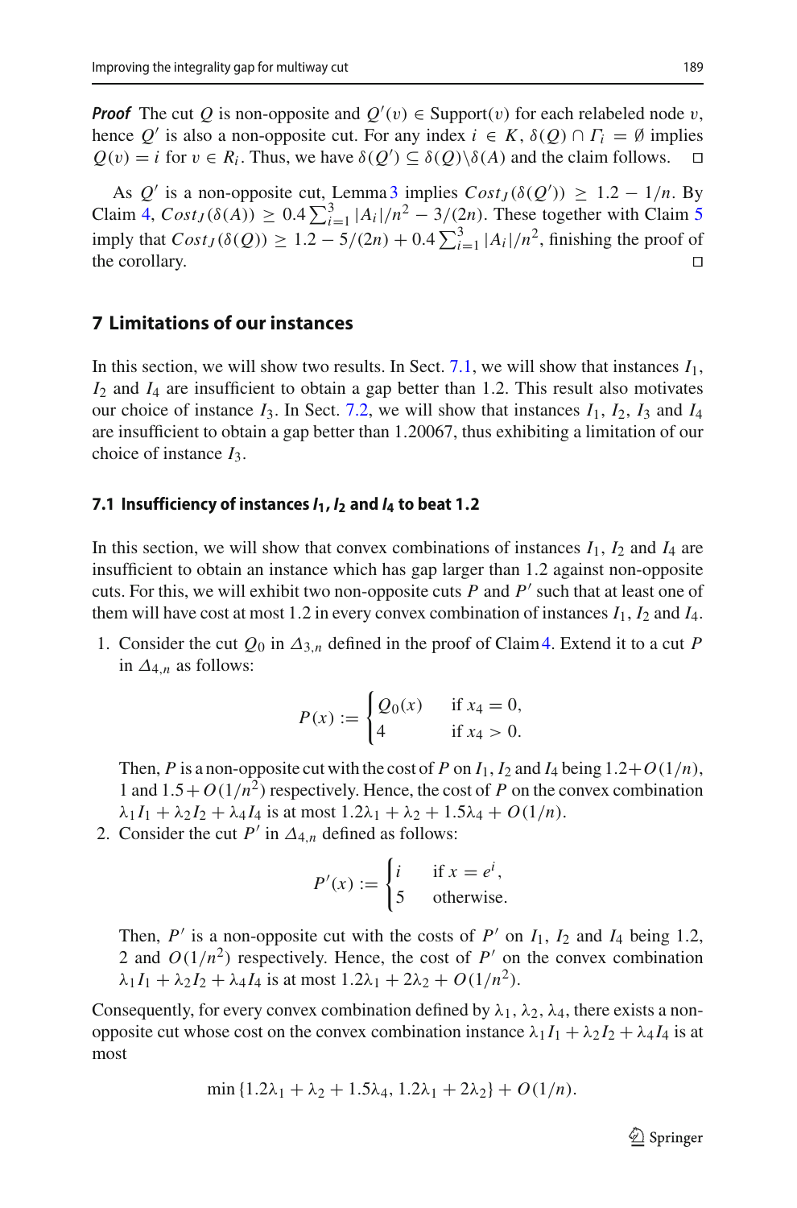***Proof*** The cut $Q$ is non-opposite and $Q'(v) \in \text{Support}(v)$ for each relabeled node $v$, hence $Q'$ is also a non-opposite cut. For any index $i \in K$, $\delta(Q) \cap \Gamma_i = \emptyset$ implies $Q(v) = i$ for $v \in R_i$. Thus, we have $\delta(Q') \subseteq \delta(Q) \backslash \delta(A)$ and the claim follows. $\square$

As $Q'$ is a non-opposite cut, Lemma 3 implies $Cost_J(\delta(Q')) \geq 1.2 - 1/n$. By Claim 4, $Cost_J(\delta(A)) \geq 0.4 \sum_{i=1}^{3} |A_i|/n^2 - 3/(2n)$. These together with Claim 5 imply that $Cost_J(\delta(Q)) \geq 1.2 - 5/(2n) + 0.4 \sum_{i=1}^{3} |A_i|/n^2$, finishing the proof of the corollary. $\square$

## 7 Limitations of our instances

In this section, we will show two results. In Sect. 7.1, we will show that instances $I_1$, $I_2$ and $I_4$ are insufficient to obtain a gap better than 1.2. This result also motivates our choice of instance $I_3$. In Sect. 7.2, we will show that instances $I_1$, $I_2$, $I_3$ and $I_4$ are insufficient to obtain a gap better than 1.20067, thus exhibiting a limitation of our choice of instance $I_3$.

### 7.1 Insufficiency of instances $I_1$, $I_2$ and $I_4$ to beat 1.2

In this section, we will show that convex combinations of instances $I_1$, $I_2$ and $I_4$ are insufficient to obtain an instance which has gap larger than 1.2 against non-opposite cuts. For this, we will exhibit two non-opposite cuts $P$ and $P'$ such that at least one of them will have cost at most 1.2 in every convex combination of instances $I_1$, $I_2$ and $I_4$.

1. Consider the cut $Q_0$ in $\Delta_{3,n}$ defined in the proof of Claim 4. Extend it to a cut $P$ in $\Delta_{4,n}$ as follows:

$$P(x) := \begin{cases} Q_0(x) & \text{if } x_4 = 0, \\ 4 & \text{if } x_4 > 0. \end{cases}$$

   Then, $P$ is a non-opposite cut with the cost of $P$ on $I_1$, $I_2$ and $I_4$ being $1.2 + O(1/n)$, 1 and $1.5 + O(1/n^2)$ respectively. Hence, the cost of $P$ on the convex combination $\lambda_1 I_1 + \lambda_2 I_2 + \lambda_4 I_4$ is at most $1.2\lambda_1 + \lambda_2 + 1.5\lambda_4 + O(1/n)$.

2. Consider the cut $P'$ in $\Delta_{4,n}$ defined as follows:

$$P'(x) := \begin{cases} i & \text{if } x = e^i, \\ 5 & \text{otherwise.} \end{cases}$$

   Then, $P'$ is a non-opposite cut with the costs of $P'$ on $I_1$, $I_2$ and $I_4$ being 1.2, 2 and $O(1/n^2)$ respectively. Hence, the cost of $P'$ on the convex combination $\lambda_1 I_1 + \lambda_2 I_2 + \lambda_4 I_4$ is at most $1.2\lambda_1 + 2\lambda_2 + O(1/n^2)$.

Consequently, for every convex combination defined by $\lambda_1, \lambda_2, \lambda_4$, there exists a non-opposite cut whose cost on the convex combination instance $\lambda_1 I_1 + \lambda_2 I_2 + \lambda_4 I_4$ is at most

$$\min\{1.2\lambda_1 + \lambda_2 + 1.5\lambda_4,\ 1.2\lambda_1 + 2\lambda_2\} + O(1/n).$$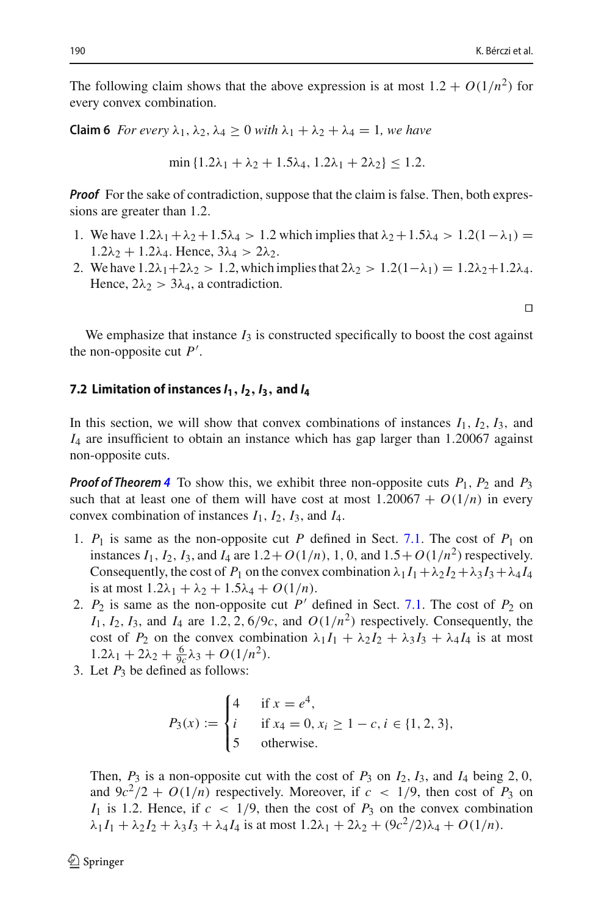The following claim shows that the above expression is at most $1.2 + O(1/n^2)$ for every convex combination.

**Claim 6** *For every $\lambda_1, \lambda_2, \lambda_4 \geq 0$ with $\lambda_1 + \lambda_2 + \lambda_4 = 1$, we have*

$$\min\{1.2\lambda_1 + \lambda_2 + 1.5\lambda_4,\ 1.2\lambda_1 + 2\lambda_2\} \leq 1.2.$$

***Proof*** For the sake of contradiction, suppose that the claim is false. Then, both expressions are greater than 1.2.

1. We have $1.2\lambda_1 + \lambda_2 + 1.5\lambda_4 > 1.2$ which implies that $\lambda_2 + 1.5\lambda_4 > 1.2(1-\lambda_1) = 1.2\lambda_2 + 1.2\lambda_4$. Hence, $3\lambda_4 > 2\lambda_2$.
2. We have $1.2\lambda_1 + 2\lambda_2 > 1.2$, which implies that $2\lambda_2 > 1.2(1-\lambda_1) = 1.2\lambda_2 + 1.2\lambda_4$. Hence, $2\lambda_2 > 3\lambda_4$, a contradiction.

□

We emphasize that instance $I_3$ is constructed specifically to boost the cost against the non-opposite cut $P'$.

### 7.2 Limitation of instances $I_1, I_2, I_3$, and $I_4$

In this section, we will show that convex combinations of instances $I_1$, $I_2$, $I_3$, and $I_4$ are insufficient to obtain an instance which has gap larger than 1.20067 against non-opposite cuts.

***Proof of Theorem 4*** To show this, we exhibit three non-opposite cuts $P_1$, $P_2$ and $P_3$ such that at least one of them will have cost at most $1.20067 + O(1/n)$ in every convex combination of instances $I_1$, $I_2$, $I_3$, and $I_4$.

1. $P_1$ is same as the non-opposite cut $P$ defined in Sect. 7.1. The cost of $P_1$ on instances $I_1$, $I_2$, $I_3$, and $I_4$ are $1.2 + O(1/n)$, 1, 0, and $1.5 + O(1/n^2)$ respectively. Consequently, the cost of $P_1$ on the convex combination $\lambda_1 I_1 + \lambda_2 I_2 + \lambda_3 I_3 + \lambda_4 I_4$ is at most $1.2\lambda_1 + \lambda_2 + 1.5\lambda_4 + O(1/n)$.
2. $P_2$ is same as the non-opposite cut $P'$ defined in Sect. 7.1. The cost of $P_2$ on $I_1$, $I_2$, $I_3$, and $I_4$ are 1.2, 2, $6/9c$, and $O(1/n^2)$ respectively. Consequently, the cost of $P_2$ on the convex combination $\lambda_1 I_1 + \lambda_2 I_2 + \lambda_3 I_3 + \lambda_4 I_4$ is at most $1.2\lambda_1 + 2\lambda_2 + \frac{6}{9c}\lambda_3 + O(1/n^2)$.
3. Let $P_3$ be defined as follows:

$$P_3(x) := \begin{cases} 4 & \text{if } x = e^4, \\ i & \text{if } x_4 = 0, x_i \geq 1 - c, i \in \{1, 2, 3\}, \\ 5 & \text{otherwise.} \end{cases}$$

   Then, $P_3$ is a non-opposite cut with the cost of $P_3$ on $I_2$, $I_3$, and $I_4$ being 2, 0, and $9c^2/2 + O(1/n)$ respectively. Moreover, if $c < 1/9$, then cost of $P_3$ on $I_1$ is 1.2. Hence, if $c < 1/9$, then the cost of $P_3$ on the convex combination $\lambda_1 I_1 + \lambda_2 I_2 + \lambda_3 I_3 + \lambda_4 I_4$ is at most $1.2\lambda_1 + 2\lambda_2 + (9c^2/2)\lambda_4 + O(1/n)$.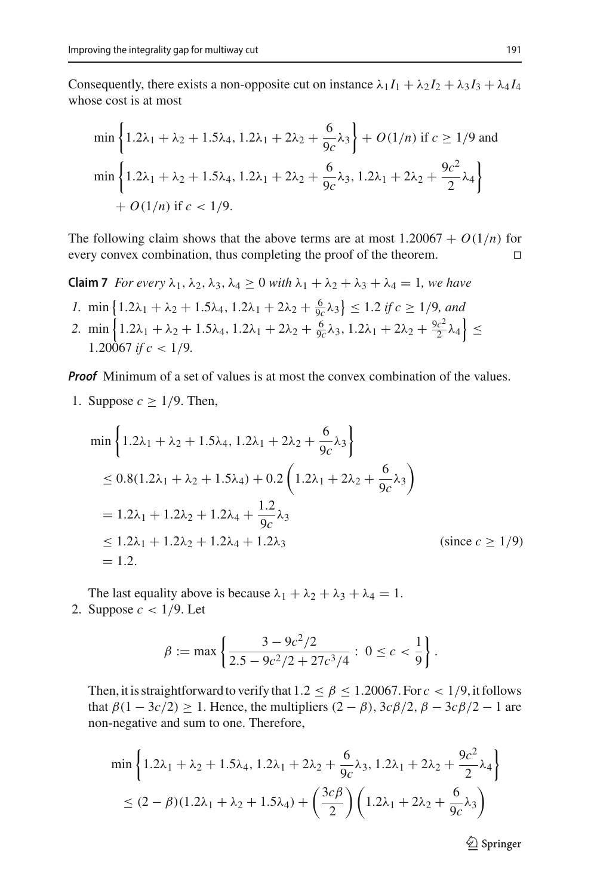Consequently, there exists a non-opposite cut on instance $\lambda_1 I_1 + \lambda_2 I_2 + \lambda_3 I_3 + \lambda_4 I_4$ whose cost is at most

$$\min\left\{1.2\lambda_1 + \lambda_2 + 1.5\lambda_4,\, 1.2\lambda_1 + 2\lambda_2 + \frac{6}{9c}\lambda_3\right\} + O(1/n) \text{ if } c \geq 1/9 \text{ and}$$

$$\min\left\{1.2\lambda_1 + \lambda_2 + 1.5\lambda_4,\, 1.2\lambda_1 + 2\lambda_2 + \frac{6}{9c}\lambda_3,\, 1.2\lambda_1 + 2\lambda_2 + \frac{9c^2}{2}\lambda_4\right\} + O(1/n) \text{ if } c < 1/9.$$

The following claim shows that the above terms are at most $1.20067 + O(1/n)$ for every convex combination, thus completing the proof of the theorem. $\square$

**Claim 7** *For every $\lambda_1, \lambda_2, \lambda_3, \lambda_4 \geq 0$ with $\lambda_1 + \lambda_2 + \lambda_3 + \lambda_4 = 1$, we have*

1. $\min\left\{1.2\lambda_1 + \lambda_2 + 1.5\lambda_4,\, 1.2\lambda_1 + 2\lambda_2 + \frac{6}{9c}\lambda_3\right\} \leq 1.2$ *if $c \geq 1/9$, and*
2. $\min\left\{1.2\lambda_1 + \lambda_2 + 1.5\lambda_4,\, 1.2\lambda_1 + 2\lambda_2 + \frac{6}{9c}\lambda_3,\, 1.2\lambda_1 + 2\lambda_2 + \frac{9c^2}{2}\lambda_4\right\} \leq 1.20067$ *if $c < 1/9$.*

***Proof*** Minimum of a set of values is at most the convex combination of the values.

1. Suppose $c \geq 1/9$. Then,

$$\begin{aligned}
&\min\left\{1.2\lambda_1 + \lambda_2 + 1.5\lambda_4,\, 1.2\lambda_1 + 2\lambda_2 + \frac{6}{9c}\lambda_3\right\} \\
&\leq 0.8(1.2\lambda_1 + \lambda_2 + 1.5\lambda_4) + 0.2\left(1.2\lambda_1 + 2\lambda_2 + \frac{6}{9c}\lambda_3\right) \\
&= 1.2\lambda_1 + 1.2\lambda_2 + 1.2\lambda_4 + \frac{1.2}{9c}\lambda_3 \\
&\leq 1.2\lambda_1 + 1.2\lambda_2 + 1.2\lambda_4 + 1.2\lambda_3 \qquad \text{(since } c \geq 1/9\text{)} \\
&= 1.2.
\end{aligned}$$

The last equality above is because $\lambda_1 + \lambda_2 + \lambda_3 + \lambda_4 = 1$.

2. Suppose $c < 1/9$. Let

$$\beta := \max\left\{\frac{3 - 9c^2/2}{2.5 - 9c^2/2 + 27c^3/4} : 0 \leq c < \frac{1}{9}\right\}.$$

Then, it is straightforward to verify that $1.2 \leq \beta \leq 1.20067$. For $c < 1/9$, it follows that $\beta(1 - 3c/2) \geq 1$. Hence, the multipliers $(2 - \beta)$, $3c\beta/2$, $\beta - 3c\beta/2 - 1$ are non-negative and sum to one. Therefore,

$$\begin{aligned}
&\min\left\{1.2\lambda_1 + \lambda_2 + 1.5\lambda_4,\, 1.2\lambda_1 + 2\lambda_2 + \frac{6}{9c}\lambda_3,\, 1.2\lambda_1 + 2\lambda_2 + \frac{9c^2}{2}\lambda_4\right\} \\
&\leq (2 - \beta)(1.2\lambda_1 + \lambda_2 + 1.5\lambda_4) + \left(\frac{3c\beta}{2}\right)\left(1.2\lambda_1 + 2\lambda_2 + \frac{6}{9c}\lambda_3\right)
\end{aligned}$$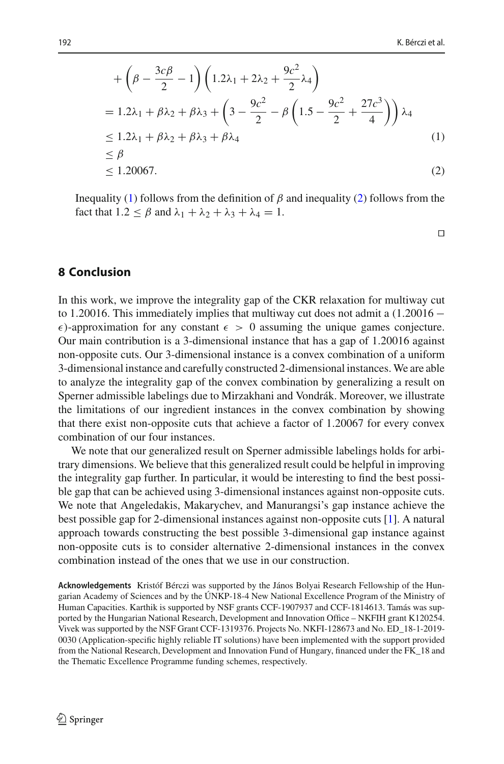$$
\begin{aligned}
&+\left(\beta-\frac{3c\beta}{2}-1\right)\left(1.2\lambda_1+2\lambda_2+\frac{9c^2}{2}\lambda_4\right)\\
&=1.2\lambda_1+\beta\lambda_2+\beta\lambda_3+\left(3-\frac{9c^2}{2}-\beta\left(1.5-\frac{9c^2}{2}+\frac{27c^3}{4}\right)\right)\lambda_4\\
&\leq 1.2\lambda_1+\beta\lambda_2+\beta\lambda_3+\beta\lambda_4 \qquad (1)\\
&\leq \beta\\
&\leq 1.20067. \qquad (2)
\end{aligned}
$$

Inequality (1) follows from the definition of $\beta$ and inequality (2) follows from the fact that $1.2 \leq \beta$ and $\lambda_1+\lambda_2+\lambda_3+\lambda_4=1$.

□

## 8 Conclusion

In this work, we improve the integrality gap of the CKR relaxation for multiway cut to 1.20016. This immediately implies that multiway cut does not admit a $(1.20016-\epsilon)$-approximation for any constant $\epsilon > 0$ assuming the unique games conjecture. Our main contribution is a 3-dimensional instance that has a gap of 1.20016 against non-opposite cuts. Our 3-dimensional instance is a convex combination of a uniform 3-dimensional instance and carefully constructed 2-dimensional instances. We are able to analyze the integrality gap of the convex combination by generalizing a result on Sperner admissible labelings due to Mirzakhani and Vondrák. Moreover, we illustrate the limitations of our ingredient instances in the convex combination by showing that there exist non-opposite cuts that achieve a factor of 1.20067 for every convex combination of our four instances.

We note that our generalized result on Sperner admissible labelings holds for arbitrary dimensions. We believe that this generalized result could be helpful in improving the integrality gap further. In particular, it would be interesting to find the best possible gap that can be achieved using 3-dimensional instances against non-opposite cuts. We note that Angeledakis, Makarychev, and Manurangsi's gap instance achieve the best possible gap for 2-dimensional instances against non-opposite cuts [1]. A natural approach towards constructing the best possible 3-dimensional gap instance against non-opposite cuts is to consider alternative 2-dimensional instances in the convex combination instead of the ones that we use in our construction.

**Acknowledgements** Kristóf Bérczi was supported by the János Bolyai Research Fellowship of the Hungarian Academy of Sciences and by the ÚNKP-18-4 New National Excellence Program of the Ministry of Human Capacities. Karthik is supported by NSF grants CCF-1907937 and CCF-1814613. Tamás was supported by the Hungarian National Research, Development and Innovation Office – NKFIH grant K120254. Vivek was supported by the NSF Grant CCF-1319376. Projects No. NKFI-128673 and No. ED_18-1-2019-0030 (Application-specific highly reliable IT solutions) have been implemented with the support provided from the National Research, Development and Innovation Fund of Hungary, financed under the FK_18 and the Thematic Excellence Programme funding schemes, respectively.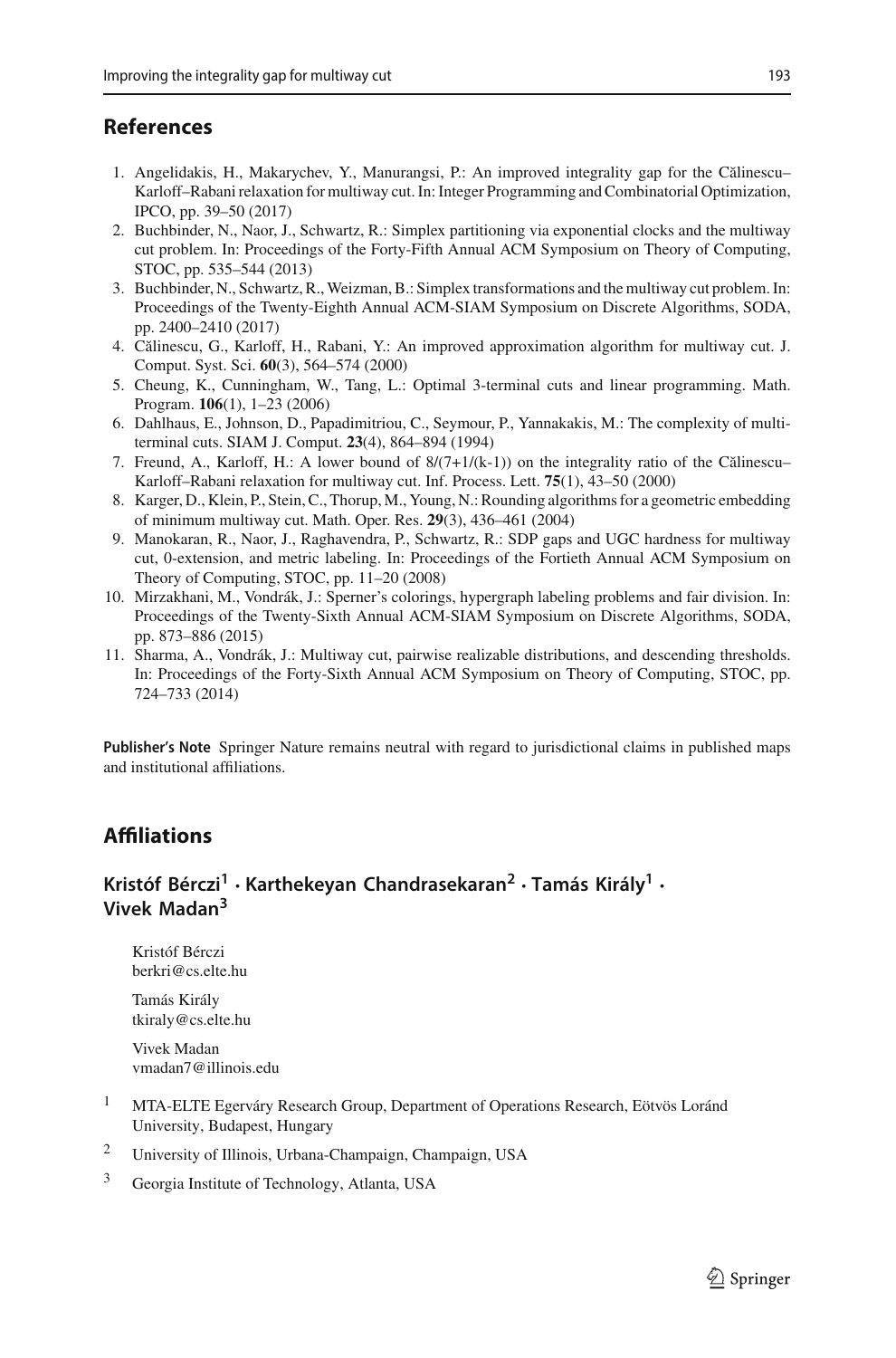## References

1. Angelidakis, H., Makarychev, Y., Manurangsi, P.: An improved integrality gap for the Călinescu–Karloff–Rabani relaxation for multiway cut. In: Integer Programming and Combinatorial Optimization, IPCO, pp. 39–50 (2017)
2. Buchbinder, N., Naor, J., Schwartz, R.: Simplex partitioning via exponential clocks and the multiway cut problem. In: Proceedings of the Forty-Fifth Annual ACM Symposium on Theory of Computing, STOC, pp. 535–544 (2013)
3. Buchbinder, N., Schwartz, R., Weizman, B.: Simplex transformations and the multiway cut problem. In: Proceedings of the Twenty-Eighth Annual ACM-SIAM Symposium on Discrete Algorithms, SODA, pp. 2400–2410 (2017)
4. Călinescu, G., Karloff, H., Rabani, Y.: An improved approximation algorithm for multiway cut. J. Comput. Syst. Sci. **60**(3), 564–574 (2000)
5. Cheung, K., Cunningham, W., Tang, L.: Optimal 3-terminal cuts and linear programming. Math. Program. **106**(1), 1–23 (2006)
6. Dahlhaus, E., Johnson, D., Papadimitriou, C., Seymour, P., Yannakakis, M.: The complexity of multiterminal cuts. SIAM J. Comput. **23**(4), 864–894 (1994)
7. Freund, A., Karloff, H.: A lower bound of 8/(7+1/(k-1)) on the integrality ratio of the Călinescu–Karloff–Rabani relaxation for multiway cut. Inf. Process. Lett. **75**(1), 43–50 (2000)
8. Karger, D., Klein, P., Stein, C., Thorup, M., Young, N.: Rounding algorithms for a geometric embedding of minimum multiway cut. Math. Oper. Res. **29**(3), 436–461 (2004)
9. Manokaran, R., Naor, J., Raghavendra, P., Schwartz, R.: SDP gaps and UGC hardness for multiway cut, 0-extension, and metric labeling. In: Proceedings of the Fortieth Annual ACM Symposium on Theory of Computing, STOC, pp. 11–20 (2008)
10. Mirzakhani, M., Vondrák, J.: Sperner's colorings, hypergraph labeling problems and fair division. In: Proceedings of the Twenty-Sixth Annual ACM-SIAM Symposium on Discrete Algorithms, SODA, pp. 873–886 (2015)
11. Sharma, A., Vondrák, J.: Multiway cut, pairwise realizable distributions, and descending thresholds. In: Proceedings of the Forty-Sixth Annual ACM Symposium on Theory of Computing, STOC, pp. 724–733 (2014)

**Publisher's Note** Springer Nature remains neutral with regard to jurisdictional claims in published maps and institutional affiliations.

## Affiliations

### Kristóf Bérczi[1] · Karthekeyan Chandrasekaran[2] · Tamás Király[1] · Vivek Madan[3]

Kristóf Bérczi
berkri@cs.elte.hu

Tamás Király
tkiraly@cs.elte.hu

Vivek Madan
vmadan7@illinois.edu

[1] MTA-ELTE Egerváry Research Group, Department of Operations Research, Eötvös Loránd University, Budapest, Hungary

[2] University of Illinois, Urbana-Champaign, Champaign, USA

[3] Georgia Institute of Technology, Atlanta, USA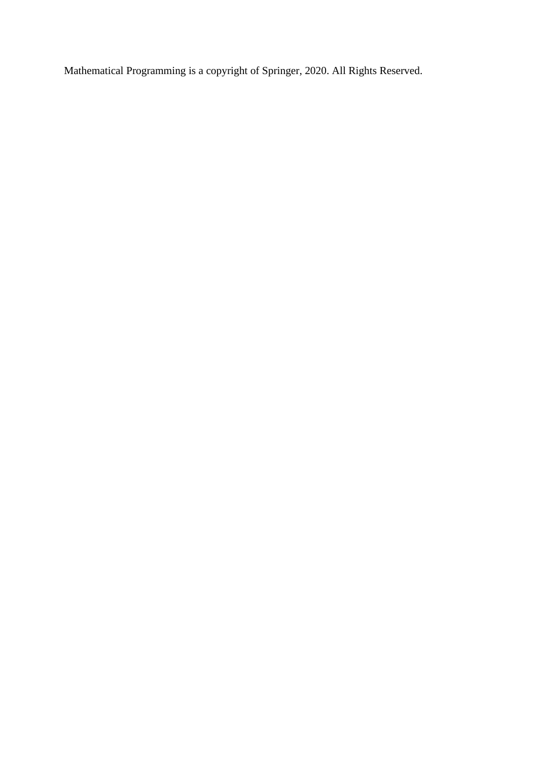Mathematical Programming is a copyright of Springer, 2020. All Rights Reserved.